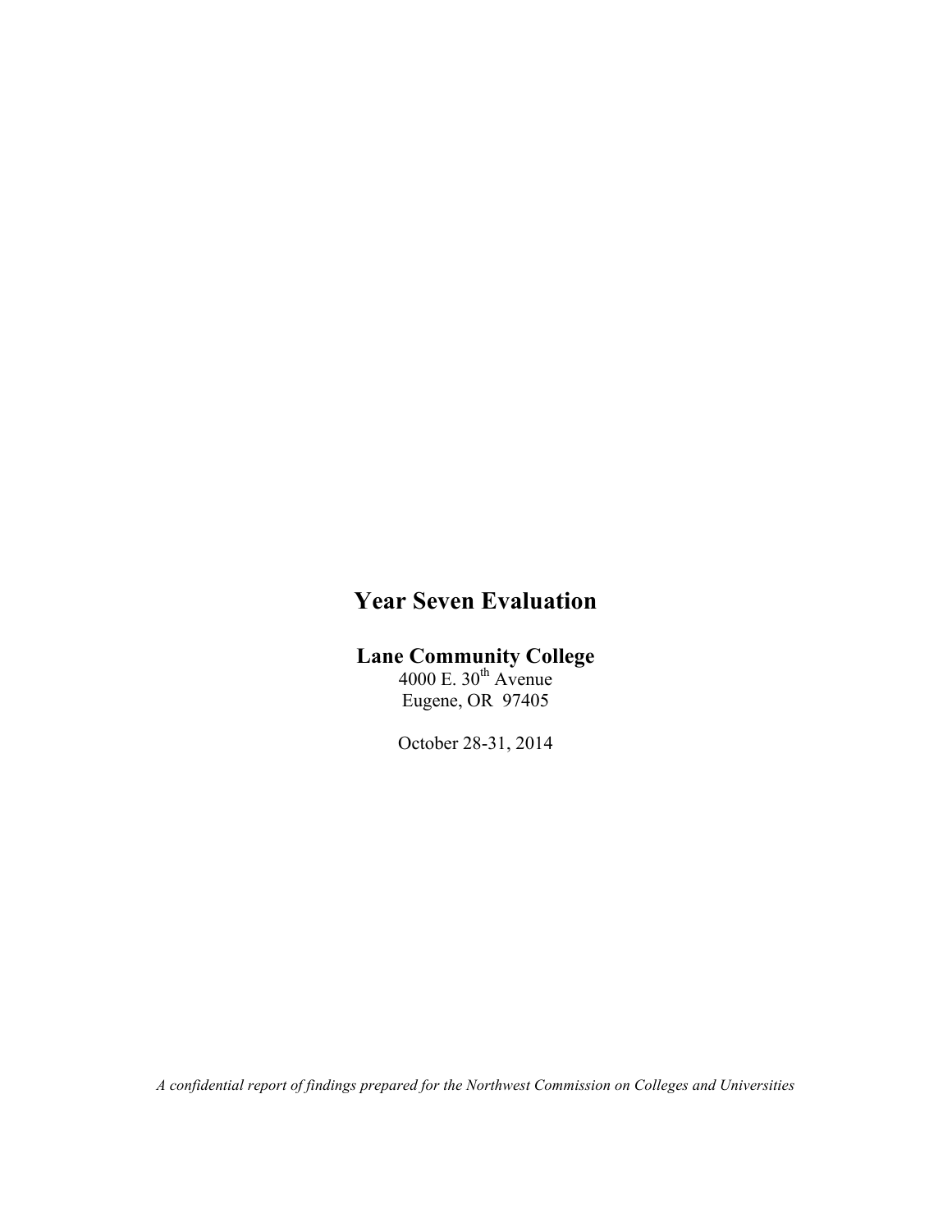# Year Seven Evaluation

## Lane Community College

4000 E. 30th Avenue
Eugene, OR 97405

October 28-31, 2014

*A confidential report of findings prepared for the Northwest Commission on Colleges and Universities*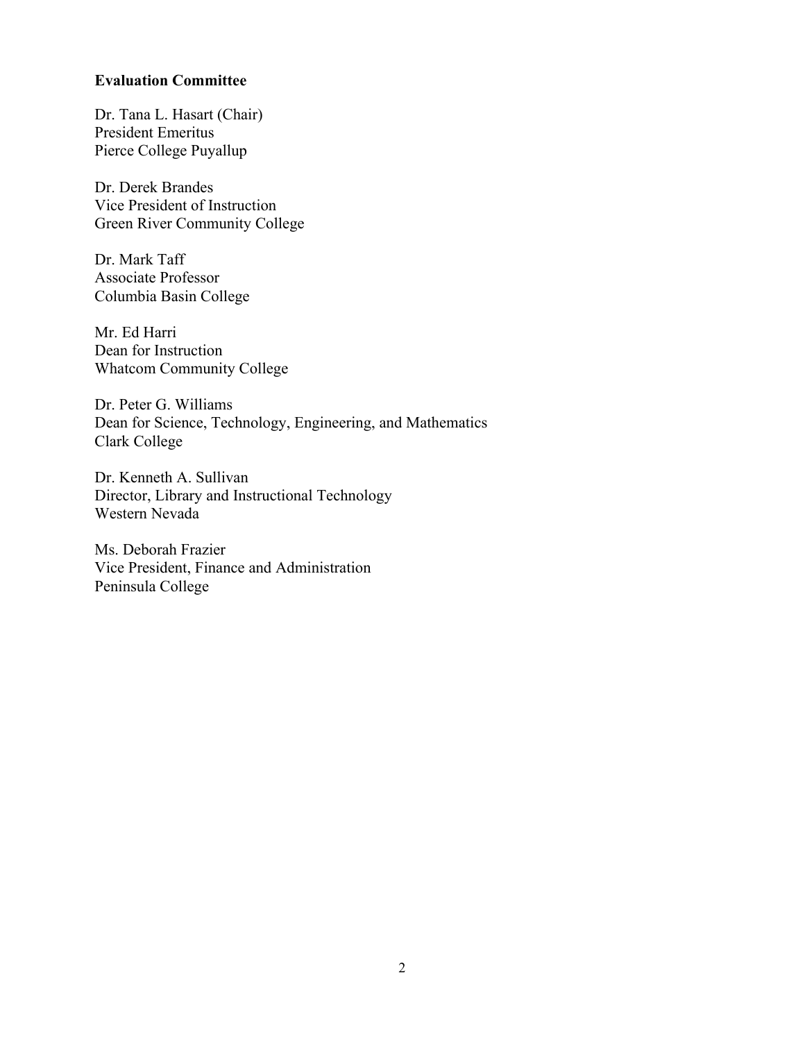**Evaluation Committee**

Dr. Tana L. Hasart (Chair)
President Emeritus
Pierce College Puyallup

Dr. Derek Brandes
Vice President of Instruction
Green River Community College

Dr. Mark Taff
Associate Professor
Columbia Basin College

Mr. Ed Harri
Dean for Instruction
Whatcom Community College

Dr. Peter G. Williams
Dean for Science, Technology, Engineering, and Mathematics
Clark College

Dr. Kenneth A. Sullivan
Director, Library and Instructional Technology
Western Nevada

Ms. Deborah Frazier
Vice President, Finance and Administration
Peninsula College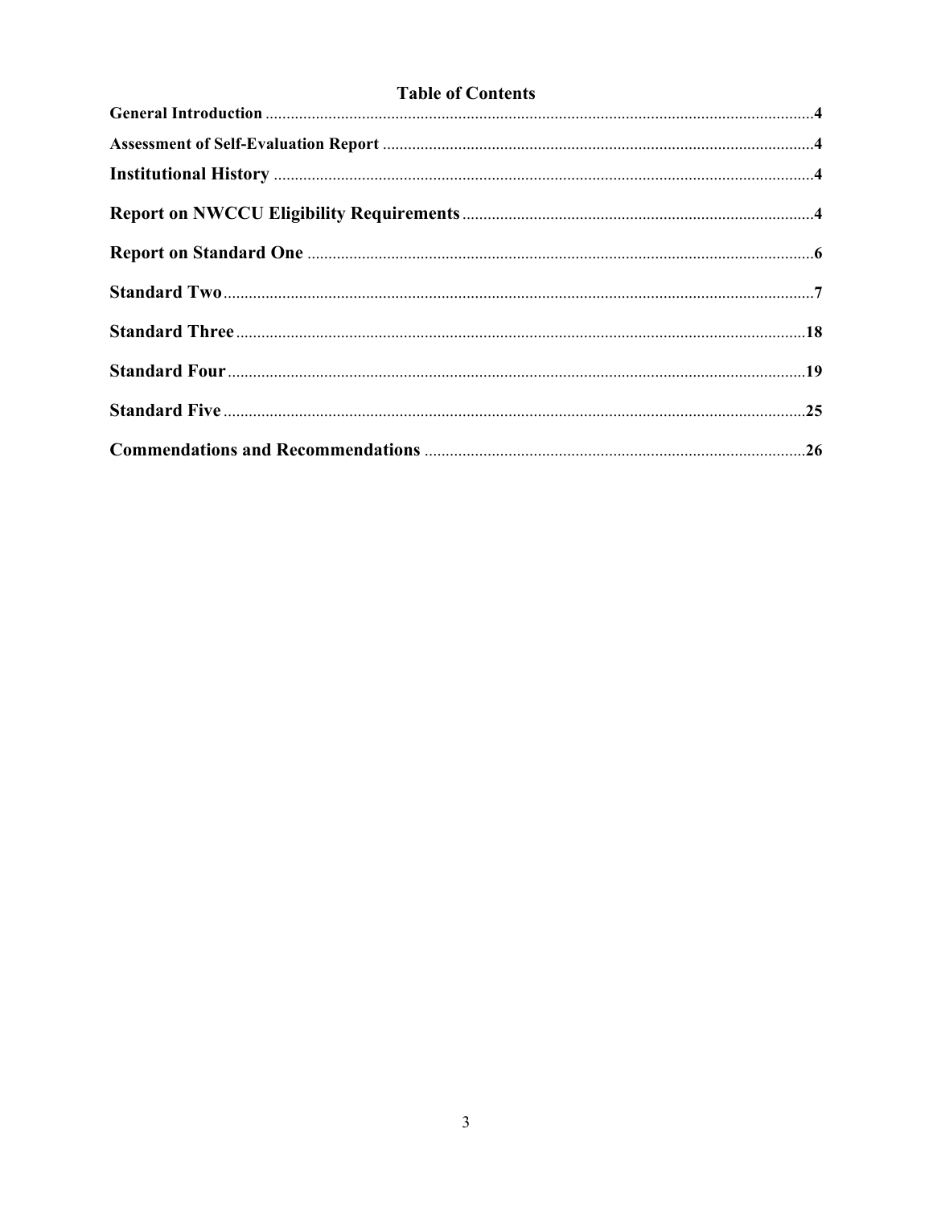## Table of Contents

| | |
|---|---|
| **General Introduction** | **4** |
| **Assessment of Self-Evaluation Report** | **4** |
| **Institutional History** | **4** |
| **Report on NWCCU Eligibility Requirements** | **4** |
| **Report on Standard One** | **6** |
| **Standard Two** | **7** |
| **Standard Three** | **18** |
| **Standard Four** | **19** |
| **Standard Five** | **25** |
| **Commendations and Recommendations** | **26** |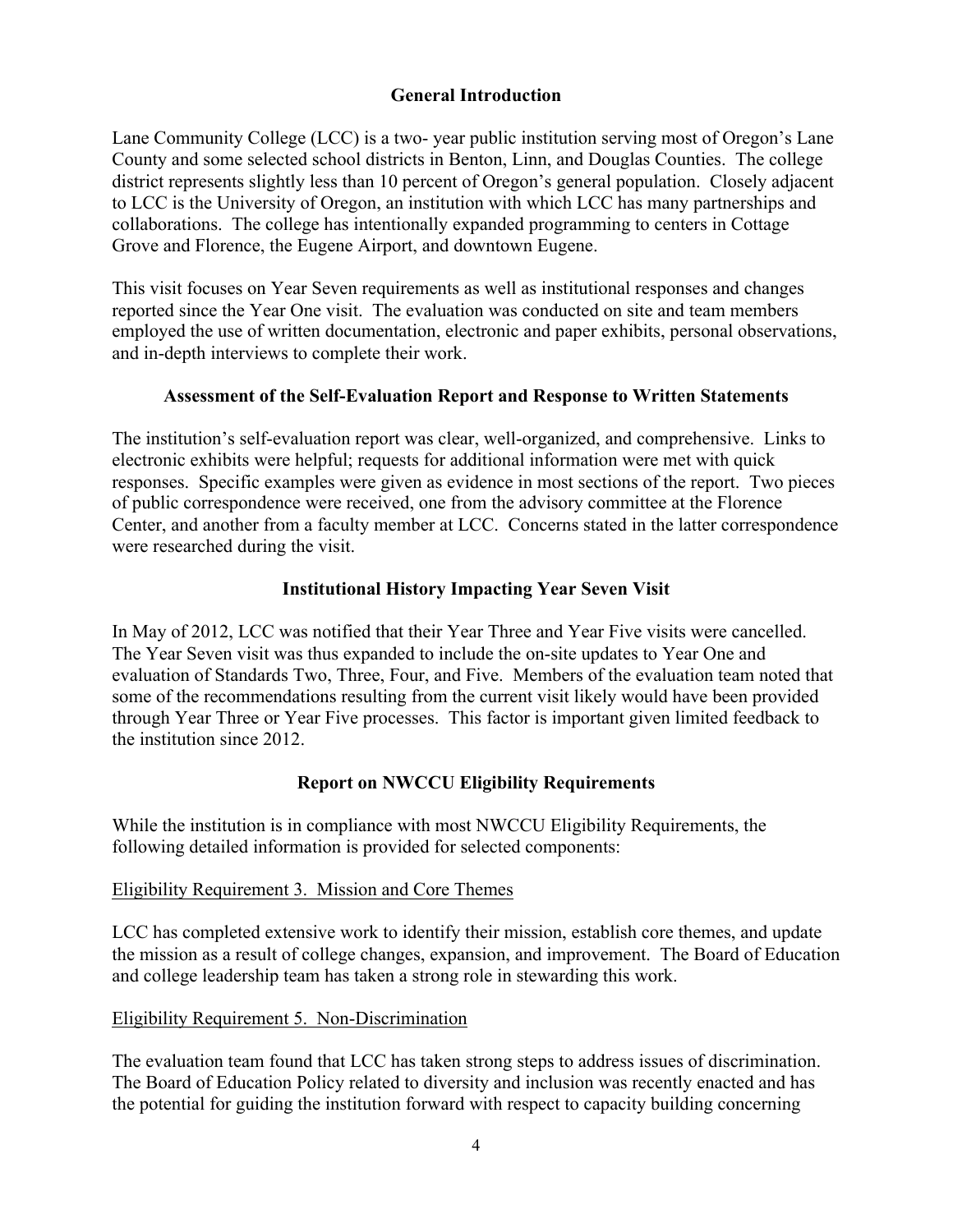## General Introduction

Lane Community College (LCC) is a two- year public institution serving most of Oregon's Lane County and some selected school districts in Benton, Linn, and Douglas Counties. The college district represents slightly less than 10 percent of Oregon's general population. Closely adjacent to LCC is the University of Oregon, an institution with which LCC has many partnerships and collaborations. The college has intentionally expanded programming to centers in Cottage Grove and Florence, the Eugene Airport, and downtown Eugene.

This visit focuses on Year Seven requirements as well as institutional responses and changes reported since the Year One visit. The evaluation was conducted on site and team members employed the use of written documentation, electronic and paper exhibits, personal observations, and in-depth interviews to complete their work.

## Assessment of the Self-Evaluation Report and Response to Written Statements

The institution's self-evaluation report was clear, well-organized, and comprehensive. Links to electronic exhibits were helpful; requests for additional information were met with quick responses. Specific examples were given as evidence in most sections of the report. Two pieces of public correspondence were received, one from the advisory committee at the Florence Center, and another from a faculty member at LCC. Concerns stated in the latter correspondence were researched during the visit.

## Institutional History Impacting Year Seven Visit

In May of 2012, LCC was notified that their Year Three and Year Five visits were cancelled. The Year Seven visit was thus expanded to include the on-site updates to Year One and evaluation of Standards Two, Three, Four, and Five. Members of the evaluation team noted that some of the recommendations resulting from the current visit likely would have been provided through Year Three or Year Five processes. This factor is important given limited feedback to the institution since 2012.

## Report on NWCCU Eligibility Requirements

While the institution is in compliance with most NWCCU Eligibility Requirements, the following detailed information is provided for selected components:

<u>Eligibility Requirement 3. Mission and Core Themes</u>

LCC has completed extensive work to identify their mission, establish core themes, and update the mission as a result of college changes, expansion, and improvement. The Board of Education and college leadership team has taken a strong role in stewarding this work.

<u>Eligibility Requirement 5. Non-Discrimination</u>

The evaluation team found that LCC has taken strong steps to address issues of discrimination. The Board of Education Policy related to diversity and inclusion was recently enacted and has the potential for guiding the institution forward with respect to capacity building concerning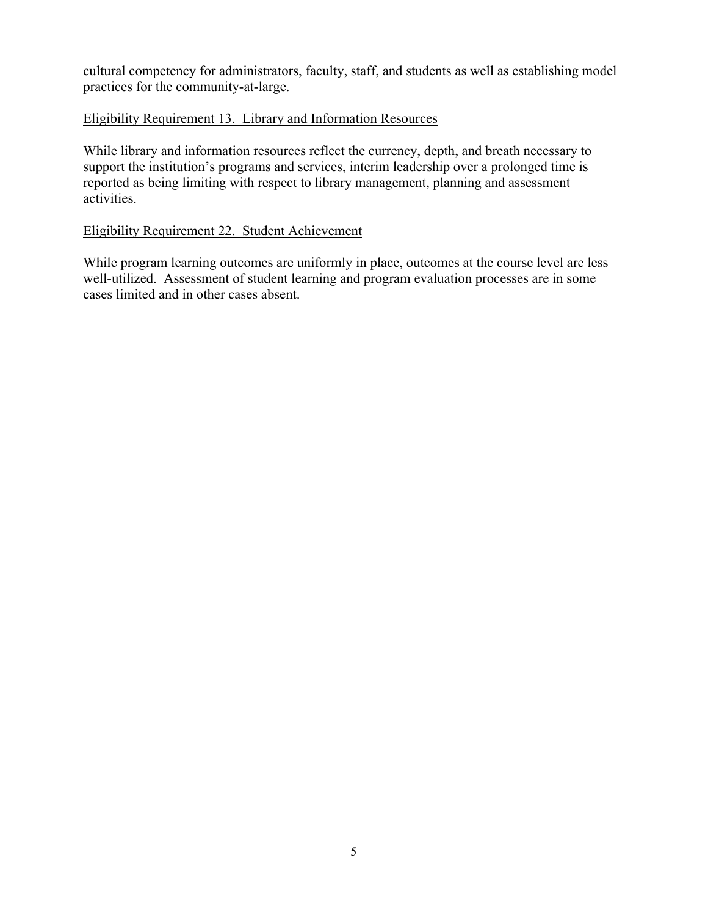cultural competency for administrators, faculty, staff, and students as well as establishing model practices for the community-at-large.

<u>Eligibility Requirement 13. Library and Information Resources</u>

While library and information resources reflect the currency, depth, and breath necessary to support the institution's programs and services, interim leadership over a prolonged time is reported as being limiting with respect to library management, planning and assessment activities.

<u>Eligibility Requirement 22. Student Achievement</u>

While program learning outcomes are uniformly in place, outcomes at the course level are less well-utilized. Assessment of student learning and program evaluation processes are in some cases limited and in other cases absent.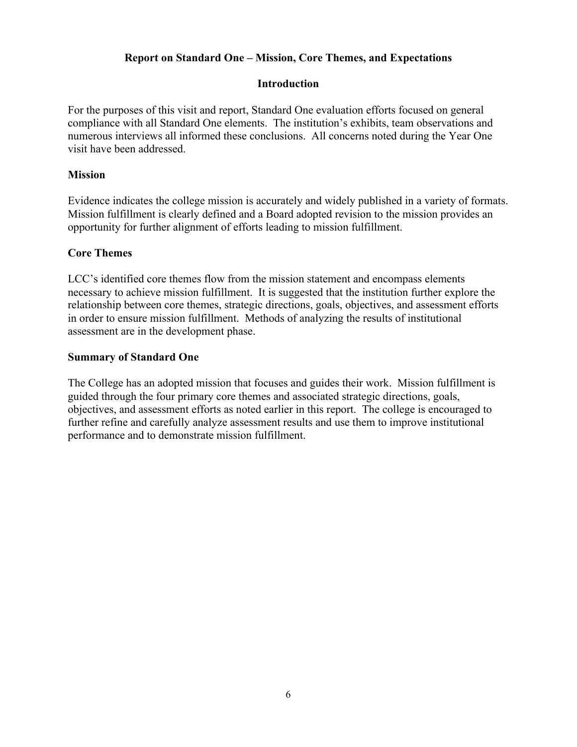## Report on Standard One – Mission, Core Themes, and Expectations

### Introduction

For the purposes of this visit and report, Standard One evaluation efforts focused on general compliance with all Standard One elements. The institution's exhibits, team observations and numerous interviews all informed these conclusions. All concerns noted during the Year One visit have been addressed.

### Mission

Evidence indicates the college mission is accurately and widely published in a variety of formats. Mission fulfillment is clearly defined and a Board adopted revision to the mission provides an opportunity for further alignment of efforts leading to mission fulfillment.

### Core Themes

LCC's identified core themes flow from the mission statement and encompass elements necessary to achieve mission fulfillment. It is suggested that the institution further explore the relationship between core themes, strategic directions, goals, objectives, and assessment efforts in order to ensure mission fulfillment. Methods of analyzing the results of institutional assessment are in the development phase.

### Summary of Standard One

The College has an adopted mission that focuses and guides their work. Mission fulfillment is guided through the four primary core themes and associated strategic directions, goals, objectives, and assessment efforts as noted earlier in this report. The college is encouraged to further refine and carefully analyze assessment results and use them to improve institutional performance and to demonstrate mission fulfillment.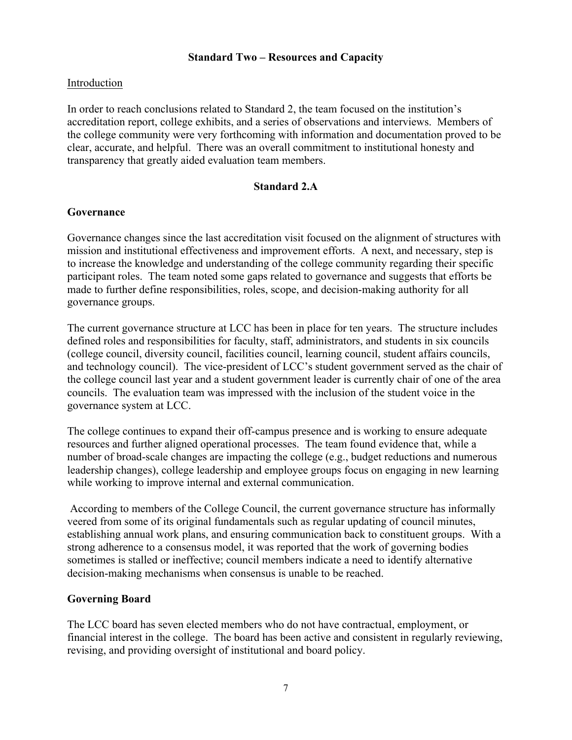## Standard Two – Resources and Capacity

Introduction

In order to reach conclusions related to Standard 2, the team focused on the institution's accreditation report, college exhibits, and a series of observations and interviews. Members of the college community were very forthcoming with information and documentation proved to be clear, accurate, and helpful. There was an overall commitment to institutional honesty and transparency that greatly aided evaluation team members.

### Standard 2.A

#### Governance

Governance changes since the last accreditation visit focused on the alignment of structures with mission and institutional effectiveness and improvement efforts. A next, and necessary, step is to increase the knowledge and understanding of the college community regarding their specific participant roles. The team noted some gaps related to governance and suggests that efforts be made to further define responsibilities, roles, scope, and decision-making authority for all governance groups.

The current governance structure at LCC has been in place for ten years. The structure includes defined roles and responsibilities for faculty, staff, administrators, and students in six councils (college council, diversity council, facilities council, learning council, student affairs councils, and technology council). The vice-president of LCC's student government served as the chair of the college council last year and a student government leader is currently chair of one of the area councils. The evaluation team was impressed with the inclusion of the student voice in the governance system at LCC.

The college continues to expand their off-campus presence and is working to ensure adequate resources and further aligned operational processes. The team found evidence that, while a number of broad-scale changes are impacting the college (e.g., budget reductions and numerous leadership changes), college leadership and employee groups focus on engaging in new learning while working to improve internal and external communication.

According to members of the College Council, the current governance structure has informally veered from some of its original fundamentals such as regular updating of council minutes, establishing annual work plans, and ensuring communication back to constituent groups. With a strong adherence to a consensus model, it was reported that the work of governing bodies sometimes is stalled or ineffective; council members indicate a need to identify alternative decision-making mechanisms when consensus is unable to be reached.

#### Governing Board

The LCC board has seven elected members who do not have contractual, employment, or financial interest in the college. The board has been active and consistent in regularly reviewing, revising, and providing oversight of institutional and board policy.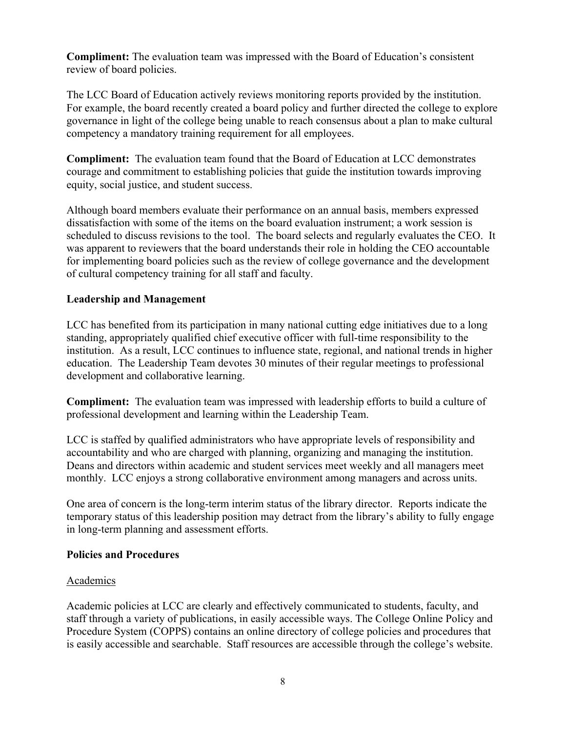**Compliment:** The evaluation team was impressed with the Board of Education's consistent review of board policies.

The LCC Board of Education actively reviews monitoring reports provided by the institution. For example, the board recently created a board policy and further directed the college to explore governance in light of the college being unable to reach consensus about a plan to make cultural competency a mandatory training requirement for all employees.

**Compliment:** The evaluation team found that the Board of Education at LCC demonstrates courage and commitment to establishing policies that guide the institution towards improving equity, social justice, and student success.

Although board members evaluate their performance on an annual basis, members expressed dissatisfaction with some of the items on the board evaluation instrument; a work session is scheduled to discuss revisions to the tool. The board selects and regularly evaluates the CEO. It was apparent to reviewers that the board understands their role in holding the CEO accountable for implementing board policies such as the review of college governance and the development of cultural competency training for all staff and faculty.

**Leadership and Management**

LCC has benefited from its participation in many national cutting edge initiatives due to a long standing, appropriately qualified chief executive officer with full-time responsibility to the institution. As a result, LCC continues to influence state, regional, and national trends in higher education. The Leadership Team devotes 30 minutes of their regular meetings to professional development and collaborative learning.

**Compliment:** The evaluation team was impressed with leadership efforts to build a culture of professional development and learning within the Leadership Team.

LCC is staffed by qualified administrators who have appropriate levels of responsibility and accountability and who are charged with planning, organizing and managing the institution. Deans and directors within academic and student services meet weekly and all managers meet monthly. LCC enjoys a strong collaborative environment among managers and across units.

One area of concern is the long-term interim status of the library director. Reports indicate the temporary status of this leadership position may detract from the library's ability to fully engage in long-term planning and assessment efforts.

**Policies and Procedures**

<u>Academics</u>

Academic policies at LCC are clearly and effectively communicated to students, faculty, and staff through a variety of publications, in easily accessible ways. The College Online Policy and Procedure System (COPPS) contains an online directory of college policies and procedures that is easily accessible and searchable. Staff resources are accessible through the college's website.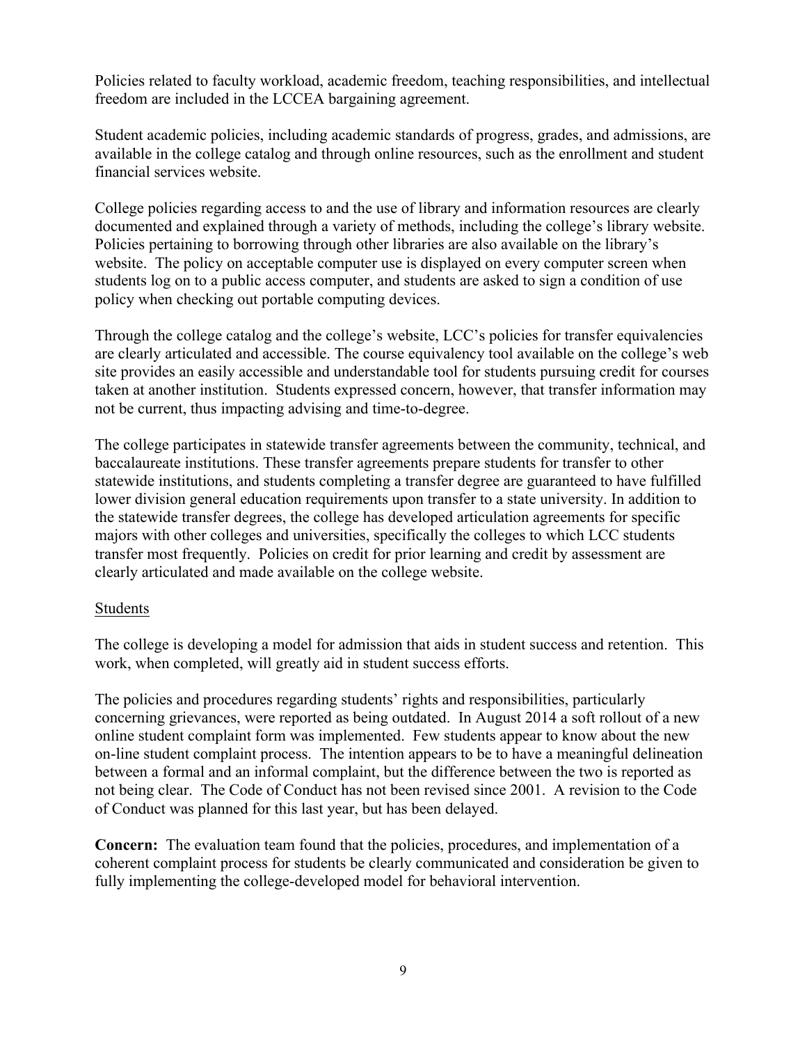Policies related to faculty workload, academic freedom, teaching responsibilities, and intellectual freedom are included in the LCCEA bargaining agreement.

Student academic policies, including academic standards of progress, grades, and admissions, are available in the college catalog and through online resources, such as the enrollment and student financial services website.

College policies regarding access to and the use of library and information resources are clearly documented and explained through a variety of methods, including the college's library website. Policies pertaining to borrowing through other libraries are also available on the library's website. The policy on acceptable computer use is displayed on every computer screen when students log on to a public access computer, and students are asked to sign a condition of use policy when checking out portable computing devices.

Through the college catalog and the college's website, LCC's policies for transfer equivalencies are clearly articulated and accessible. The course equivalency tool available on the college's web site provides an easily accessible and understandable tool for students pursuing credit for courses taken at another institution. Students expressed concern, however, that transfer information may not be current, thus impacting advising and time-to-degree.

The college participates in statewide transfer agreements between the community, technical, and baccalaureate institutions. These transfer agreements prepare students for transfer to other statewide institutions, and students completing a transfer degree are guaranteed to have fulfilled lower division general education requirements upon transfer to a state university. In addition to the statewide transfer degrees, the college has developed articulation agreements for specific majors with other colleges and universities, specifically the colleges to which LCC students transfer most frequently. Policies on credit for prior learning and credit by assessment are clearly articulated and made available on the college website.

Students

The college is developing a model for admission that aids in student success and retention. This work, when completed, will greatly aid in student success efforts.

The policies and procedures regarding students' rights and responsibilities, particularly concerning grievances, were reported as being outdated. In August 2014 a soft rollout of a new online student complaint form was implemented. Few students appear to know about the new on-line student complaint process. The intention appears to be to have a meaningful delineation between a formal and an informal complaint, but the difference between the two is reported as not being clear. The Code of Conduct has not been revised since 2001. A revision to the Code of Conduct was planned for this last year, but has been delayed.

**Concern:** The evaluation team found that the policies, procedures, and implementation of a coherent complaint process for students be clearly communicated and consideration be given to fully implementing the college-developed model for behavioral intervention.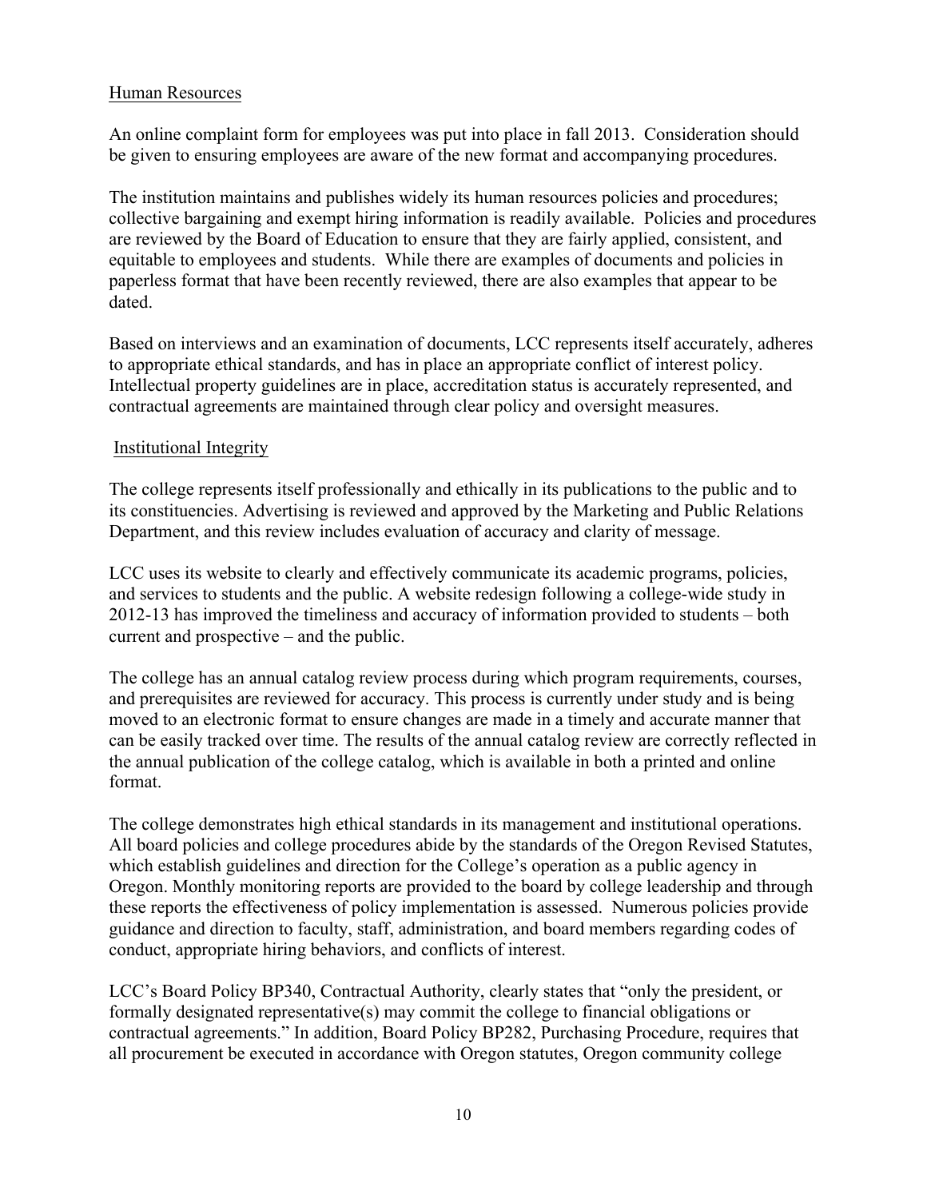## Human Resources

An online complaint form for employees was put into place in fall 2013. Consideration should be given to ensuring employees are aware of the new format and accompanying procedures.

The institution maintains and publishes widely its human resources policies and procedures; collective bargaining and exempt hiring information is readily available. Policies and procedures are reviewed by the Board of Education to ensure that they are fairly applied, consistent, and equitable to employees and students. While there are examples of documents and policies in paperless format that have been recently reviewed, there are also examples that appear to be dated.

Based on interviews and an examination of documents, LCC represents itself accurately, adheres to appropriate ethical standards, and has in place an appropriate conflict of interest policy. Intellectual property guidelines are in place, accreditation status is accurately represented, and contractual agreements are maintained through clear policy and oversight measures.

## Institutional Integrity

The college represents itself professionally and ethically in its publications to the public and to its constituencies. Advertising is reviewed and approved by the Marketing and Public Relations Department, and this review includes evaluation of accuracy and clarity of message.

LCC uses its website to clearly and effectively communicate its academic programs, policies, and services to students and the public. A website redesign following a college-wide study in 2012-13 has improved the timeliness and accuracy of information provided to students – both current and prospective – and the public.

The college has an annual catalog review process during which program requirements, courses, and prerequisites are reviewed for accuracy. This process is currently under study and is being moved to an electronic format to ensure changes are made in a timely and accurate manner that can be easily tracked over time. The results of the annual catalog review are correctly reflected in the annual publication of the college catalog, which is available in both a printed and online format.

The college demonstrates high ethical standards in its management and institutional operations. All board policies and college procedures abide by the standards of the Oregon Revised Statutes, which establish guidelines and direction for the College's operation as a public agency in Oregon. Monthly monitoring reports are provided to the board by college leadership and through these reports the effectiveness of policy implementation is assessed. Numerous policies provide guidance and direction to faculty, staff, administration, and board members regarding codes of conduct, appropriate hiring behaviors, and conflicts of interest.

LCC's Board Policy BP340, Contractual Authority, clearly states that "only the president, or formally designated representative(s) may commit the college to financial obligations or contractual agreements." In addition, Board Policy BP282, Purchasing Procedure, requires that all procurement be executed in accordance with Oregon statutes, Oregon community college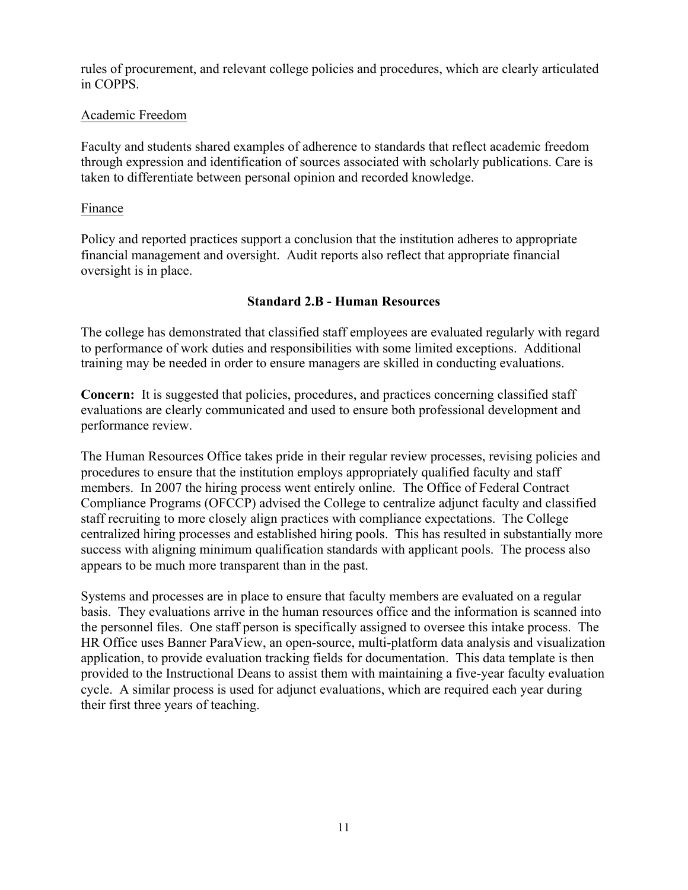rules of procurement, and relevant college policies and procedures, which are clearly articulated in COPPS.

<u>Academic Freedom</u>

Faculty and students shared examples of adherence to standards that reflect academic freedom through expression and identification of sources associated with scholarly publications. Care is taken to differentiate between personal opinion and recorded knowledge.

<u>Finance</u>

Policy and reported practices support a conclusion that the institution adheres to appropriate financial management and oversight. Audit reports also reflect that appropriate financial oversight is in place.

### Standard 2.B - Human Resources

The college has demonstrated that classified staff employees are evaluated regularly with regard to performance of work duties and responsibilities with some limited exceptions. Additional training may be needed in order to ensure managers are skilled in conducting evaluations.

**Concern:** It is suggested that policies, procedures, and practices concerning classified staff evaluations are clearly communicated and used to ensure both professional development and performance review.

The Human Resources Office takes pride in their regular review processes, revising policies and procedures to ensure that the institution employs appropriately qualified faculty and staff members. In 2007 the hiring process went entirely online. The Office of Federal Contract Compliance Programs (OFCCP) advised the College to centralize adjunct faculty and classified staff recruiting to more closely align practices with compliance expectations. The College centralized hiring processes and established hiring pools. This has resulted in substantially more success with aligning minimum qualification standards with applicant pools. The process also appears to be much more transparent than in the past.

Systems and processes are in place to ensure that faculty members are evaluated on a regular basis. They evaluations arrive in the human resources office and the information is scanned into the personnel files. One staff person is specifically assigned to oversee this intake process. The HR Office uses Banner ParaView, an open-source, multi-platform data analysis and visualization application, to provide evaluation tracking fields for documentation. This data template is then provided to the Instructional Deans to assist them with maintaining a five-year faculty evaluation cycle. A similar process is used for adjunct evaluations, which are required each year during their first three years of teaching.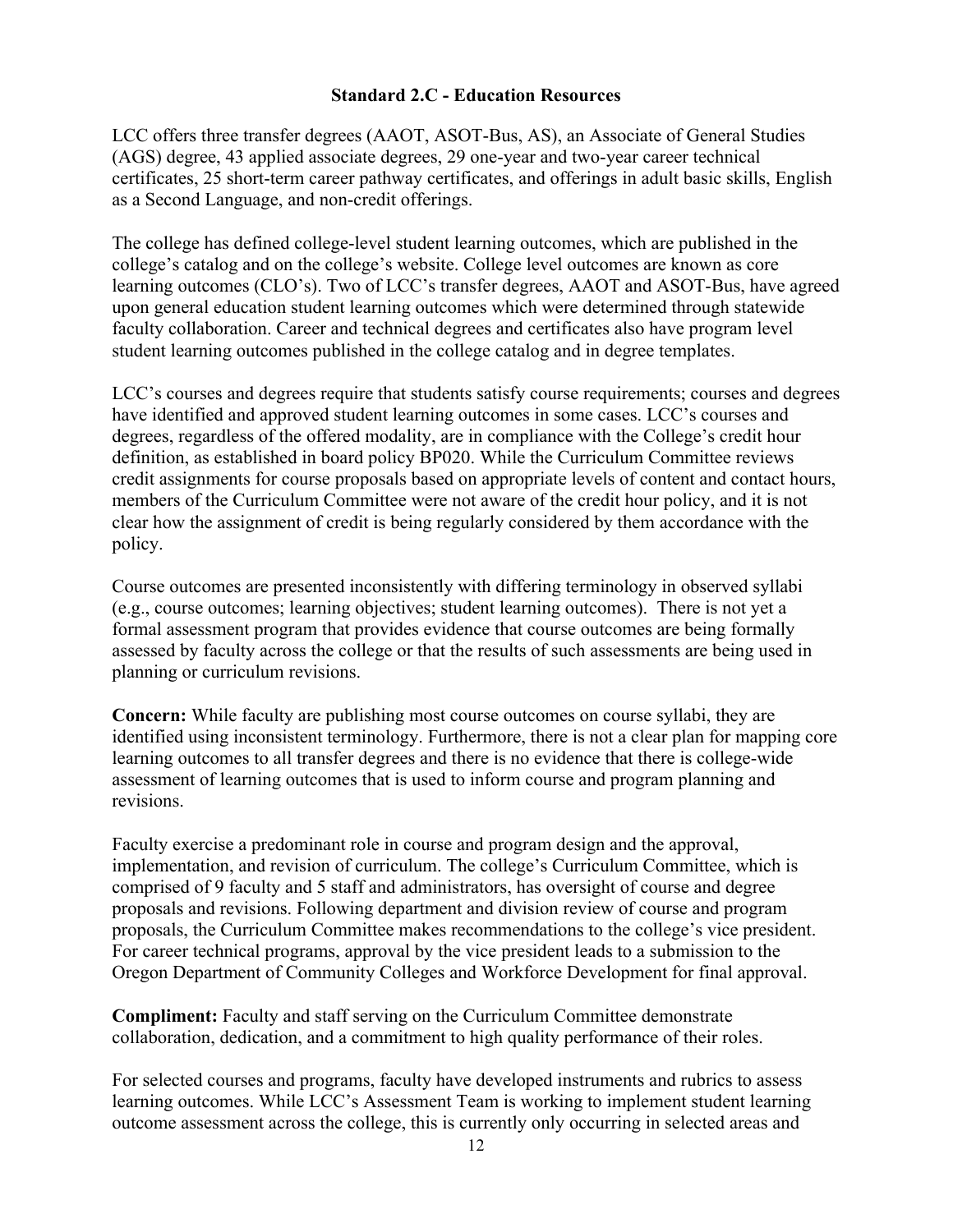### Standard 2.C - Education Resources

LCC offers three transfer degrees (AAOT, ASOT-Bus, AS), an Associate of General Studies (AGS) degree, 43 applied associate degrees, 29 one-year and two-year career technical certificates, 25 short-term career pathway certificates, and offerings in adult basic skills, English as a Second Language, and non-credit offerings.

The college has defined college-level student learning outcomes, which are published in the college's catalog and on the college's website. College level outcomes are known as core learning outcomes (CLO's). Two of LCC's transfer degrees, AAOT and ASOT-Bus, have agreed upon general education student learning outcomes which were determined through statewide faculty collaboration. Career and technical degrees and certificates also have program level student learning outcomes published in the college catalog and in degree templates.

LCC's courses and degrees require that students satisfy course requirements; courses and degrees have identified and approved student learning outcomes in some cases. LCC's courses and degrees, regardless of the offered modality, are in compliance with the College's credit hour definition, as established in board policy BP020. While the Curriculum Committee reviews credit assignments for course proposals based on appropriate levels of content and contact hours, members of the Curriculum Committee were not aware of the credit hour policy, and it is not clear how the assignment of credit is being regularly considered by them accordance with the policy.

Course outcomes are presented inconsistently with differing terminology in observed syllabi (e.g., course outcomes; learning objectives; student learning outcomes). There is not yet a formal assessment program that provides evidence that course outcomes are being formally assessed by faculty across the college or that the results of such assessments are being used in planning or curriculum revisions.

**Concern:** While faculty are publishing most course outcomes on course syllabi, they are identified using inconsistent terminology. Furthermore, there is not a clear plan for mapping core learning outcomes to all transfer degrees and there is no evidence that there is college-wide assessment of learning outcomes that is used to inform course and program planning and revisions.

Faculty exercise a predominant role in course and program design and the approval, implementation, and revision of curriculum. The college's Curriculum Committee, which is comprised of 9 faculty and 5 staff and administrators, has oversight of course and degree proposals and revisions. Following department and division review of course and program proposals, the Curriculum Committee makes recommendations to the college's vice president. For career technical programs, approval by the vice president leads to a submission to the Oregon Department of Community Colleges and Workforce Development for final approval.

**Compliment:** Faculty and staff serving on the Curriculum Committee demonstrate collaboration, dedication, and a commitment to high quality performance of their roles.

For selected courses and programs, faculty have developed instruments and rubrics to assess learning outcomes. While LCC's Assessment Team is working to implement student learning outcome assessment across the college, this is currently only occurring in selected areas and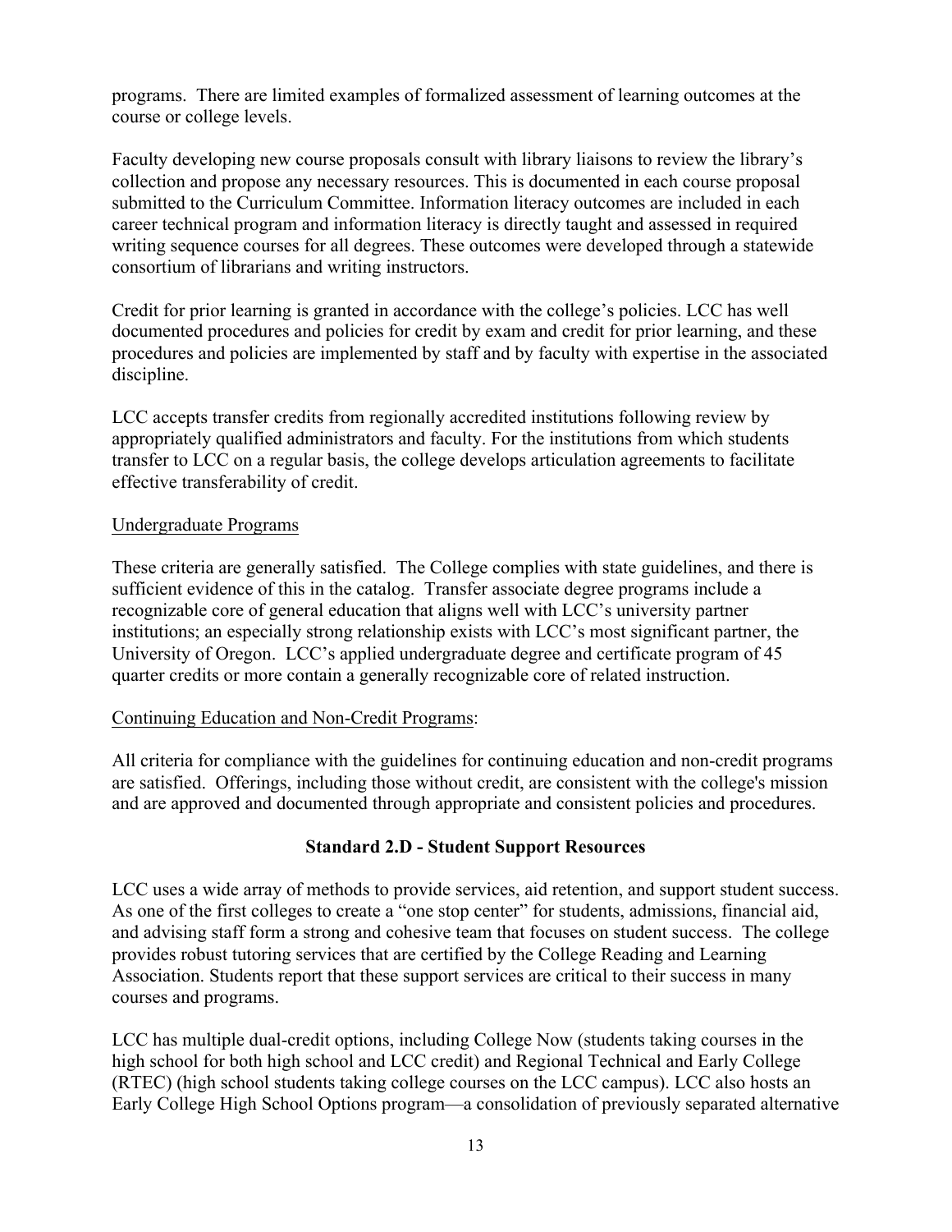programs. There are limited examples of formalized assessment of learning outcomes at the course or college levels.

Faculty developing new course proposals consult with library liaisons to review the library's collection and propose any necessary resources. This is documented in each course proposal submitted to the Curriculum Committee. Information literacy outcomes are included in each career technical program and information literacy is directly taught and assessed in required writing sequence courses for all degrees. These outcomes were developed through a statewide consortium of librarians and writing instructors.

Credit for prior learning is granted in accordance with the college's policies. LCC has well documented procedures and policies for credit by exam and credit for prior learning, and these procedures and policies are implemented by staff and by faculty with expertise in the associated discipline.

LCC accepts transfer credits from regionally accredited institutions following review by appropriately qualified administrators and faculty. For the institutions from which students transfer to LCC on a regular basis, the college develops articulation agreements to facilitate effective transferability of credit.

<u>Undergraduate Programs</u>

These criteria are generally satisfied. The College complies with state guidelines, and there is sufficient evidence of this in the catalog. Transfer associate degree programs include a recognizable core of general education that aligns well with LCC's university partner institutions; an especially strong relationship exists with LCC's most significant partner, the University of Oregon. LCC's applied undergraduate degree and certificate program of 45 quarter credits or more contain a generally recognizable core of related instruction.

<u>Continuing Education and Non-Credit Programs</u>:

All criteria for compliance with the guidelines for continuing education and non-credit programs are satisfied. Offerings, including those without credit, are consistent with the college's mission and are approved and documented through appropriate and consistent policies and procedures.

### Standard 2.D - Student Support Resources

LCC uses a wide array of methods to provide services, aid retention, and support student success. As one of the first colleges to create a "one stop center" for students, admissions, financial aid, and advising staff form a strong and cohesive team that focuses on student success. The college provides robust tutoring services that are certified by the College Reading and Learning Association. Students report that these support services are critical to their success in many courses and programs.

LCC has multiple dual-credit options, including College Now (students taking courses in the high school for both high school and LCC credit) and Regional Technical and Early College (RTEC) (high school students taking college courses on the LCC campus). LCC also hosts an Early College High School Options program—a consolidation of previously separated alternative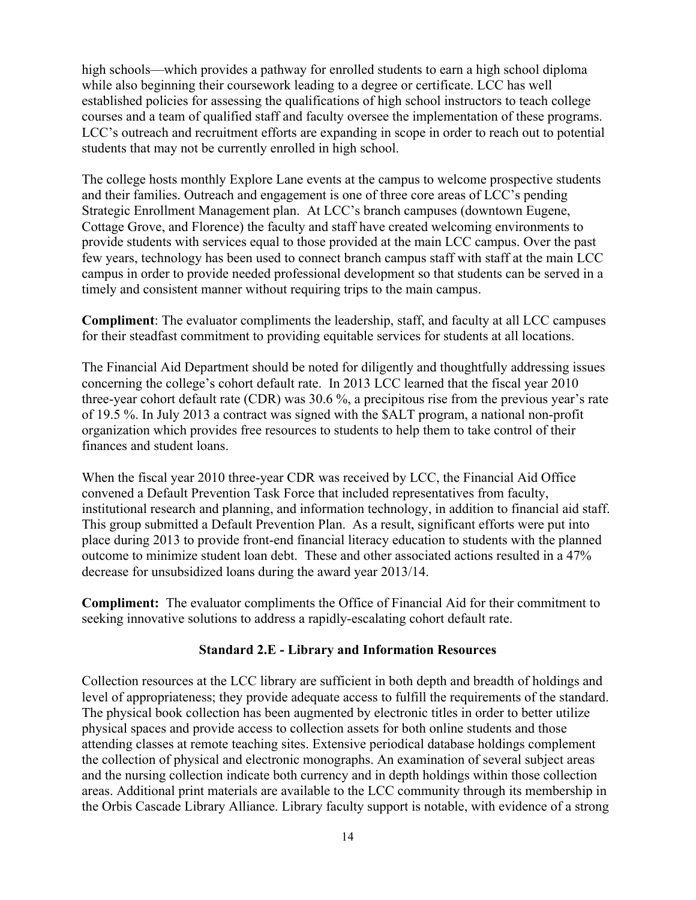high schools—which provides a pathway for enrolled students to earn a high school diploma while also beginning their coursework leading to a degree or certificate. LCC has well established policies for assessing the qualifications of high school instructors to teach college courses and a team of qualified staff and faculty oversee the implementation of these programs. LCC's outreach and recruitment efforts are expanding in scope in order to reach out to potential students that may not be currently enrolled in high school.

The college hosts monthly Explore Lane events at the campus to welcome prospective students and their families. Outreach and engagement is one of three core areas of LCC's pending Strategic Enrollment Management plan. At LCC's branch campuses (downtown Eugene, Cottage Grove, and Florence) the faculty and staff have created welcoming environments to provide students with services equal to those provided at the main LCC campus. Over the past few years, technology has been used to connect branch campus staff with staff at the main LCC campus in order to provide needed professional development so that students can be served in a timely and consistent manner without requiring trips to the main campus.

**Compliment**: The evaluator compliments the leadership, staff, and faculty at all LCC campuses for their steadfast commitment to providing equitable services for students at all locations.

The Financial Aid Department should be noted for diligently and thoughtfully addressing issues concerning the college's cohort default rate. In 2013 LCC learned that the fiscal year 2010 three-year cohort default rate (CDR) was 30.6 %, a precipitous rise from the previous year's rate of 19.5 %. In July 2013 a contract was signed with the $ALT program, a national non-profit organization which provides free resources to students to help them to take control of their finances and student loans.

When the fiscal year 2010 three-year CDR was received by LCC, the Financial Aid Office convened a Default Prevention Task Force that included representatives from faculty, institutional research and planning, and information technology, in addition to financial aid staff. This group submitted a Default Prevention Plan. As a result, significant efforts were put into place during 2013 to provide front-end financial literacy education to students with the planned outcome to minimize student loan debt. These and other associated actions resulted in a 47% decrease for unsubsidized loans during the award year 2013/14.

**Compliment:** The evaluator compliments the Office of Financial Aid for their commitment to seeking innovative solutions to address a rapidly-escalating cohort default rate.

### Standard 2.E - Library and Information Resources

Collection resources at the LCC library are sufficient in both depth and breadth of holdings and level of appropriateness; they provide adequate access to fulfill the requirements of the standard. The physical book collection has been augmented by electronic titles in order to better utilize physical spaces and provide access to collection assets for both online students and those attending classes at remote teaching sites. Extensive periodical database holdings complement the collection of physical and electronic monographs. An examination of several subject areas and the nursing collection indicate both currency and in depth holdings within those collection areas. Additional print materials are available to the LCC community through its membership in the Orbis Cascade Library Alliance. Library faculty support is notable, with evidence of a strong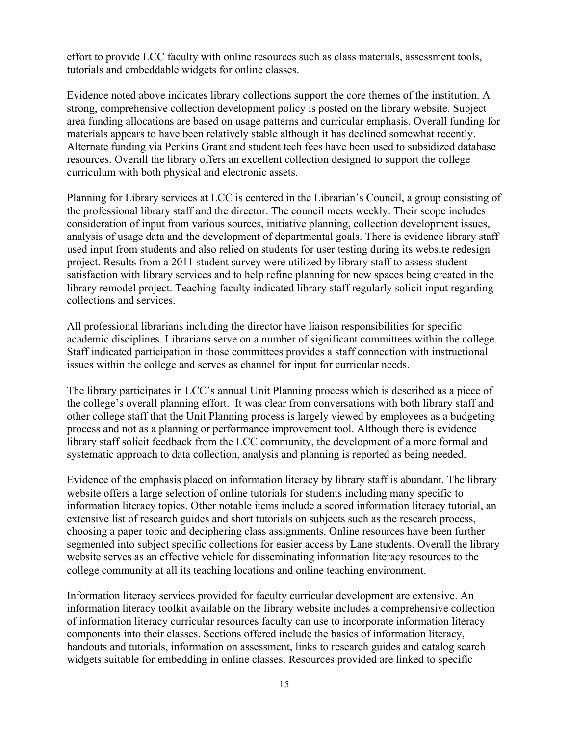effort to provide LCC faculty with online resources such as class materials, assessment tools, tutorials and embeddable widgets for online classes.

Evidence noted above indicates library collections support the core themes of the institution. A strong, comprehensive collection development policy is posted on the library website. Subject area funding allocations are based on usage patterns and curricular emphasis. Overall funding for materials appears to have been relatively stable although it has declined somewhat recently. Alternate funding via Perkins Grant and student tech fees have been used to subsidized database resources. Overall the library offers an excellent collection designed to support the college curriculum with both physical and electronic assets.

Planning for Library services at LCC is centered in the Librarian's Council, a group consisting of the professional library staff and the director. The council meets weekly. Their scope includes consideration of input from various sources, initiative planning, collection development issues, analysis of usage data and the development of departmental goals. There is evidence library staff used input from students and also relied on students for user testing during its website redesign project. Results from a 2011 student survey were utilized by library staff to assess student satisfaction with library services and to help refine planning for new spaces being created in the library remodel project. Teaching faculty indicated library staff regularly solicit input regarding collections and services.

All professional librarians including the director have liaison responsibilities for specific academic disciplines. Librarians serve on a number of significant committees within the college. Staff indicated participation in those committees provides a staff connection with instructional issues within the college and serves as channel for input for curricular needs.

The library participates in LCC's annual Unit Planning process which is described as a piece of the college's overall planning effort. It was clear from conversations with both library staff and other college staff that the Unit Planning process is largely viewed by employees as a budgeting process and not as a planning or performance improvement tool. Although there is evidence library staff solicit feedback from the LCC community, the development of a more formal and systematic approach to data collection, analysis and planning is reported as being needed.

Evidence of the emphasis placed on information literacy by library staff is abundant. The library website offers a large selection of online tutorials for students including many specific to information literacy topics. Other notable items include a scored information literacy tutorial, an extensive list of research guides and short tutorials on subjects such as the research process, choosing a paper topic and deciphering class assignments. Online resources have been further segmented into subject specific collections for easier access by Lane students. Overall the library website serves as an effective vehicle for disseminating information literacy resources to the college community at all its teaching locations and online teaching environment.

Information literacy services provided for faculty curricular development are extensive. An information literacy toolkit available on the library website includes a comprehensive collection of information literacy curricular resources faculty can use to incorporate information literacy components into their classes. Sections offered include the basics of information literacy, handouts and tutorials, information on assessment, links to research guides and catalog search widgets suitable for embedding in online classes. Resources provided are linked to specific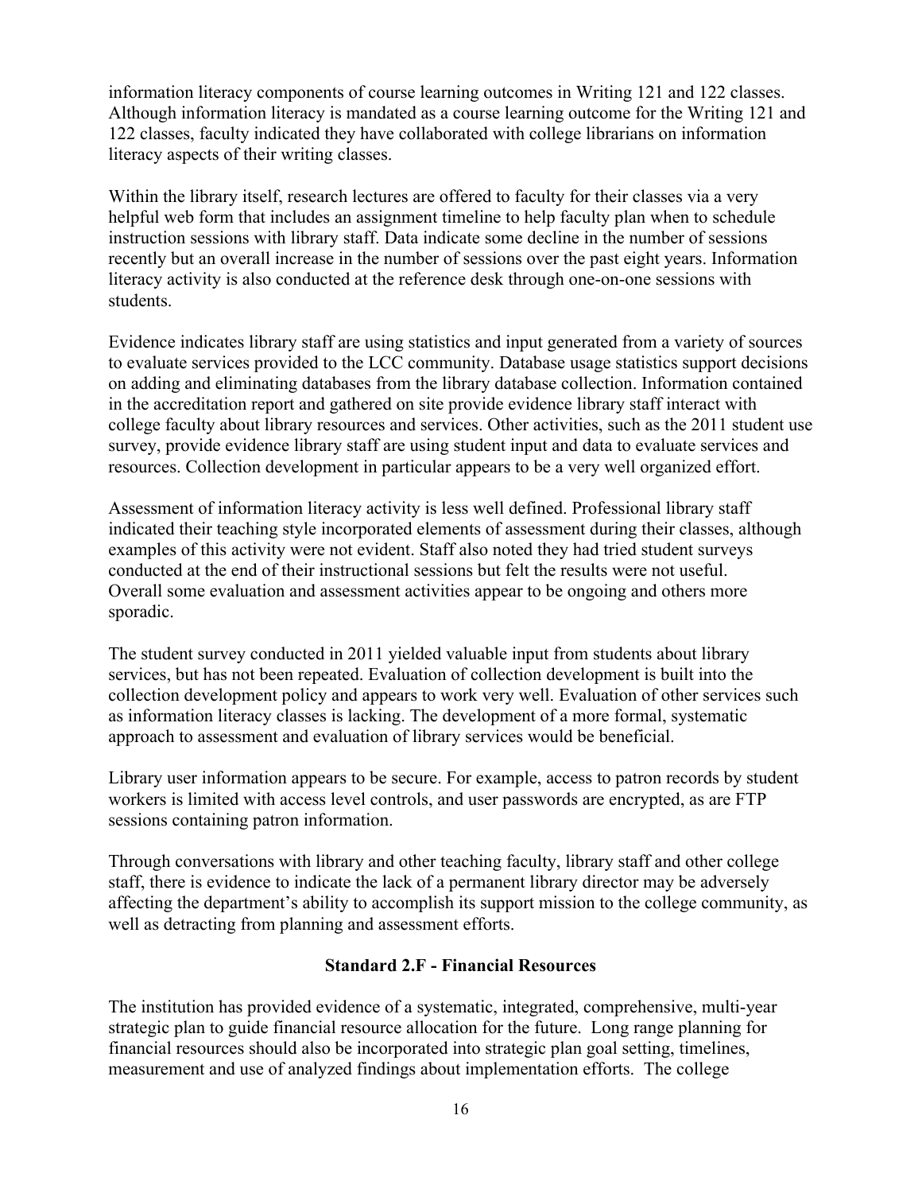information literacy components of course learning outcomes in Writing 121 and 122 classes. Although information literacy is mandated as a course learning outcome for the Writing 121 and 122 classes, faculty indicated they have collaborated with college librarians on information literacy aspects of their writing classes.

Within the library itself, research lectures are offered to faculty for their classes via a very helpful web form that includes an assignment timeline to help faculty plan when to schedule instruction sessions with library staff. Data indicate some decline in the number of sessions recently but an overall increase in the number of sessions over the past eight years. Information literacy activity is also conducted at the reference desk through one-on-one sessions with students.

Evidence indicates library staff are using statistics and input generated from a variety of sources to evaluate services provided to the LCC community. Database usage statistics support decisions on adding and eliminating databases from the library database collection. Information contained in the accreditation report and gathered on site provide evidence library staff interact with college faculty about library resources and services. Other activities, such as the 2011 student use survey, provide evidence library staff are using student input and data to evaluate services and resources. Collection development in particular appears to be a very well organized effort.

Assessment of information literacy activity is less well defined. Professional library staff indicated their teaching style incorporated elements of assessment during their classes, although examples of this activity were not evident. Staff also noted they had tried student surveys conducted at the end of their instructional sessions but felt the results were not useful. Overall some evaluation and assessment activities appear to be ongoing and others more sporadic.

The student survey conducted in 2011 yielded valuable input from students about library services, but has not been repeated. Evaluation of collection development is built into the collection development policy and appears to work very well. Evaluation of other services such as information literacy classes is lacking. The development of a more formal, systematic approach to assessment and evaluation of library services would be beneficial.

Library user information appears to be secure. For example, access to patron records by student workers is limited with access level controls, and user passwords are encrypted, as are FTP sessions containing patron information.

Through conversations with library and other teaching faculty, library staff and other college staff, there is evidence to indicate the lack of a permanent library director may be adversely affecting the department's ability to accomplish its support mission to the college community, as well as detracting from planning and assessment efforts.

## Standard 2.F - Financial Resources

The institution has provided evidence of a systematic, integrated, comprehensive, multi-year strategic plan to guide financial resource allocation for the future. Long range planning for financial resources should also be incorporated into strategic plan goal setting, timelines, measurement and use of analyzed findings about implementation efforts. The college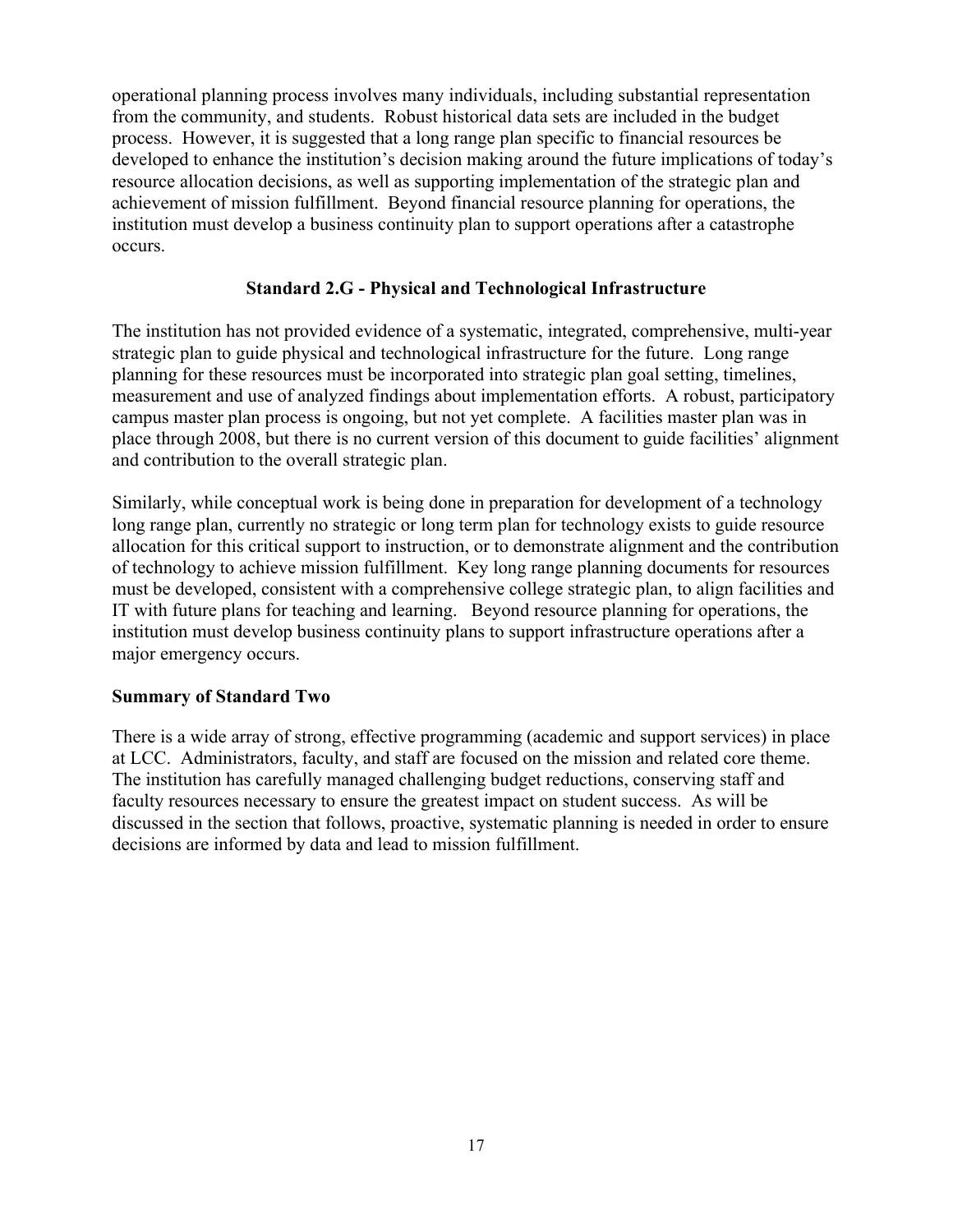operational planning process involves many individuals, including substantial representation from the community, and students. Robust historical data sets are included in the budget process. However, it is suggested that a long range plan specific to financial resources be developed to enhance the institution's decision making around the future implications of today's resource allocation decisions, as well as supporting implementation of the strategic plan and achievement of mission fulfillment. Beyond financial resource planning for operations, the institution must develop a business continuity plan to support operations after a catastrophe occurs.

### Standard 2.G - Physical and Technological Infrastructure

The institution has not provided evidence of a systematic, integrated, comprehensive, multi-year strategic plan to guide physical and technological infrastructure for the future. Long range planning for these resources must be incorporated into strategic plan goal setting, timelines, measurement and use of analyzed findings about implementation efforts. A robust, participatory campus master plan process is ongoing, but not yet complete. A facilities master plan was in place through 2008, but there is no current version of this document to guide facilities' alignment and contribution to the overall strategic plan.

Similarly, while conceptual work is being done in preparation for development of a technology long range plan, currently no strategic or long term plan for technology exists to guide resource allocation for this critical support to instruction, or to demonstrate alignment and the contribution of technology to achieve mission fulfillment. Key long range planning documents for resources must be developed, consistent with a comprehensive college strategic plan, to align facilities and IT with future plans for teaching and learning. Beyond resource planning for operations, the institution must develop business continuity plans to support infrastructure operations after a major emergency occurs.

### Summary of Standard Two

There is a wide array of strong, effective programming (academic and support services) in place at LCC. Administrators, faculty, and staff are focused on the mission and related core theme. The institution has carefully managed challenging budget reductions, conserving staff and faculty resources necessary to ensure the greatest impact on student success. As will be discussed in the section that follows, proactive, systematic planning is needed in order to ensure decisions are informed by data and lead to mission fulfillment.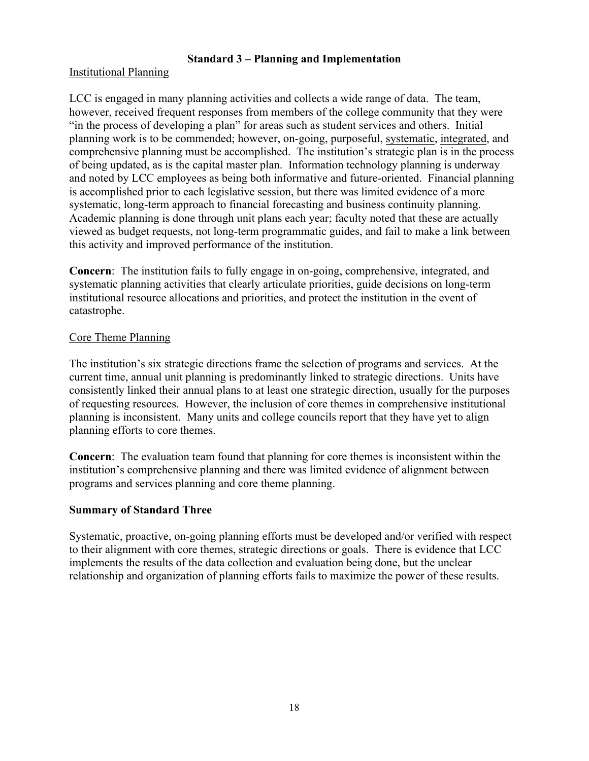## Standard 3 – Planning and Implementation

Institutional Planning

LCC is engaged in many planning activities and collects a wide range of data. The team, however, received frequent responses from members of the college community that they were "in the process of developing a plan" for areas such as student services and others. Initial planning work is to be commended; however, on-going, purposeful, systematic, integrated, and comprehensive planning must be accomplished. The institution's strategic plan is in the process of being updated, as is the capital master plan. Information technology planning is underway and noted by LCC employees as being both informative and future-oriented. Financial planning is accomplished prior to each legislative session, but there was limited evidence of a more systematic, long-term approach to financial forecasting and business continuity planning. Academic planning is done through unit plans each year; faculty noted that these are actually viewed as budget requests, not long-term programmatic guides, and fail to make a link between this activity and improved performance of the institution.

**Concern**: The institution fails to fully engage in on-going, comprehensive, integrated, and systematic planning activities that clearly articulate priorities, guide decisions on long-term institutional resource allocations and priorities, and protect the institution in the event of catastrophe.

Core Theme Planning

The institution's six strategic directions frame the selection of programs and services. At the current time, annual unit planning is predominantly linked to strategic directions. Units have consistently linked their annual plans to at least one strategic direction, usually for the purposes of requesting resources. However, the inclusion of core themes in comprehensive institutional planning is inconsistent. Many units and college councils report that they have yet to align planning efforts to core themes.

**Concern**: The evaluation team found that planning for core themes is inconsistent within the institution's comprehensive planning and there was limited evidence of alignment between programs and services planning and core theme planning.

### Summary of Standard Three

Systematic, proactive, on-going planning efforts must be developed and/or verified with respect to their alignment with core themes, strategic directions or goals. There is evidence that LCC implements the results of the data collection and evaluation being done, but the unclear relationship and organization of planning efforts fails to maximize the power of these results.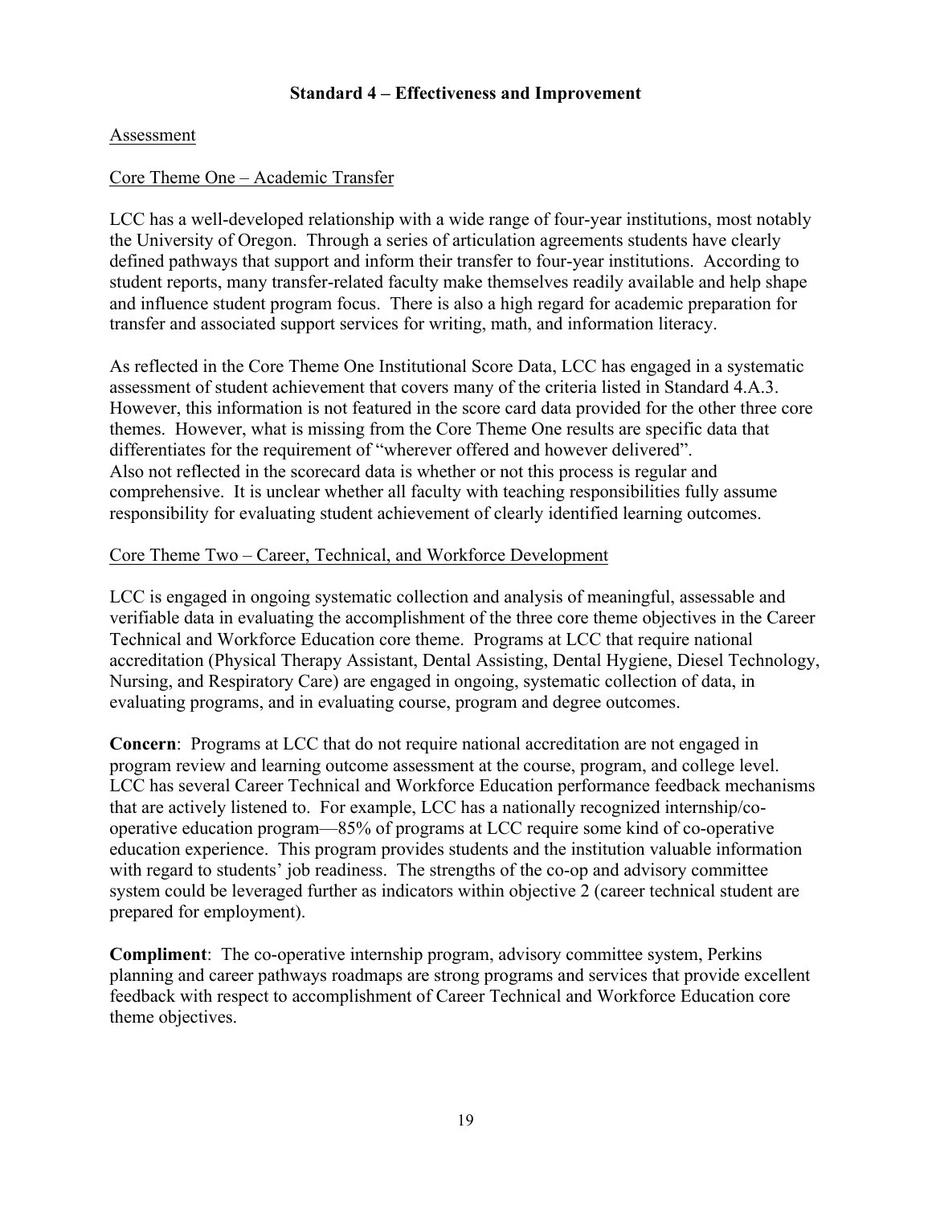## Standard 4 – Effectiveness and Improvement

Assessment

Core Theme One – Academic Transfer

LCC has a well-developed relationship with a wide range of four-year institutions, most notably the University of Oregon. Through a series of articulation agreements students have clearly defined pathways that support and inform their transfer to four-year institutions. According to student reports, many transfer-related faculty make themselves readily available and help shape and influence student program focus. There is also a high regard for academic preparation for transfer and associated support services for writing, math, and information literacy.

As reflected in the Core Theme One Institutional Score Data, LCC has engaged in a systematic assessment of student achievement that covers many of the criteria listed in Standard 4.A.3. However, this information is not featured in the score card data provided for the other three core themes. However, what is missing from the Core Theme One results are specific data that differentiates for the requirement of "wherever offered and however delivered". Also not reflected in the scorecard data is whether or not this process is regular and comprehensive. It is unclear whether all faculty with teaching responsibilities fully assume responsibility for evaluating student achievement of clearly identified learning outcomes.

Core Theme Two – Career, Technical, and Workforce Development

LCC is engaged in ongoing systematic collection and analysis of meaningful, assessable and verifiable data in evaluating the accomplishment of the three core theme objectives in the Career Technical and Workforce Education core theme. Programs at LCC that require national accreditation (Physical Therapy Assistant, Dental Assisting, Dental Hygiene, Diesel Technology, Nursing, and Respiratory Care) are engaged in ongoing, systematic collection of data, in evaluating programs, and in evaluating course, program and degree outcomes.

**Concern**: Programs at LCC that do not require national accreditation are not engaged in program review and learning outcome assessment at the course, program, and college level. LCC has several Career Technical and Workforce Education performance feedback mechanisms that are actively listened to. For example, LCC has a nationally recognized internship/co-operative education program—85% of programs at LCC require some kind of co-operative education experience. This program provides students and the institution valuable information with regard to students' job readiness. The strengths of the co-op and advisory committee system could be leveraged further as indicators within objective 2 (career technical student are prepared for employment).

**Compliment**: The co-operative internship program, advisory committee system, Perkins planning and career pathways roadmaps are strong programs and services that provide excellent feedback with respect to accomplishment of Career Technical and Workforce Education core theme objectives.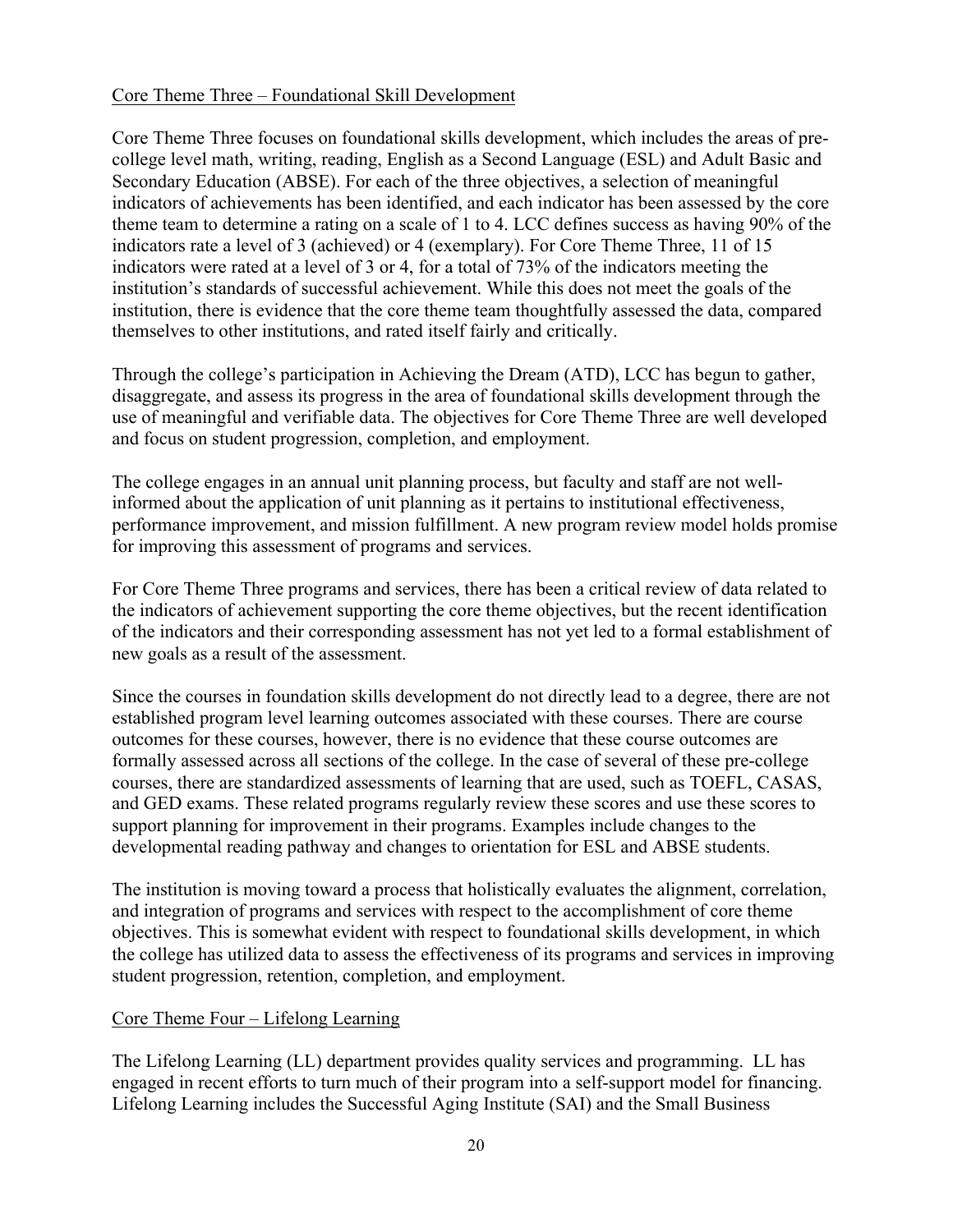Core Theme Three – Foundational Skill Development

Core Theme Three focuses on foundational skills development, which includes the areas of pre-college level math, writing, reading, English as a Second Language (ESL) and Adult Basic and Secondary Education (ABSE). For each of the three objectives, a selection of meaningful indicators of achievements has been identified, and each indicator has been assessed by the core theme team to determine a rating on a scale of 1 to 4. LCC defines success as having 90% of the indicators rate a level of 3 (achieved) or 4 (exemplary). For Core Theme Three, 11 of 15 indicators were rated at a level of 3 or 4, for a total of 73% of the indicators meeting the institution's standards of successful achievement. While this does not meet the goals of the institution, there is evidence that the core theme team thoughtfully assessed the data, compared themselves to other institutions, and rated itself fairly and critically.

Through the college's participation in Achieving the Dream (ATD), LCC has begun to gather, disaggregate, and assess its progress in the area of foundational skills development through the use of meaningful and verifiable data. The objectives for Core Theme Three are well developed and focus on student progression, completion, and employment.

The college engages in an annual unit planning process, but faculty and staff are not well-informed about the application of unit planning as it pertains to institutional effectiveness, performance improvement, and mission fulfillment. A new program review model holds promise for improving this assessment of programs and services.

For Core Theme Three programs and services, there has been a critical review of data related to the indicators of achievement supporting the core theme objectives, but the recent identification of the indicators and their corresponding assessment has not yet led to a formal establishment of new goals as a result of the assessment.

Since the courses in foundation skills development do not directly lead to a degree, there are not established program level learning outcomes associated with these courses. There are course outcomes for these courses, however, there is no evidence that these course outcomes are formally assessed across all sections of the college. In the case of several of these pre-college courses, there are standardized assessments of learning that are used, such as TOEFL, CASAS, and GED exams. These related programs regularly review these scores and use these scores to support planning for improvement in their programs. Examples include changes to the developmental reading pathway and changes to orientation for ESL and ABSE students.

The institution is moving toward a process that holistically evaluates the alignment, correlation, and integration of programs and services with respect to the accomplishment of core theme objectives. This is somewhat evident with respect to foundational skills development, in which the college has utilized data to assess the effectiveness of its programs and services in improving student progression, retention, completion, and employment.

Core Theme Four – Lifelong Learning

The Lifelong Learning (LL) department provides quality services and programming. LL has engaged in recent efforts to turn much of their program into a self-support model for financing. Lifelong Learning includes the Successful Aging Institute (SAI) and the Small Business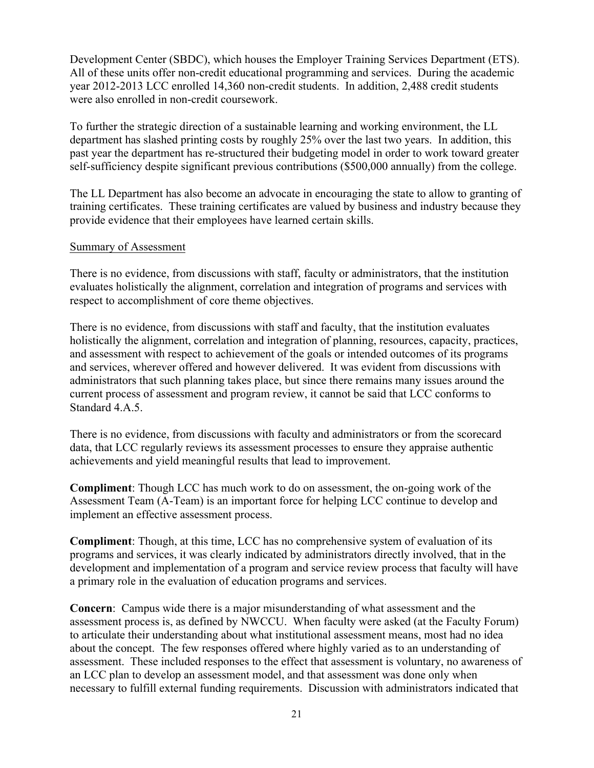Development Center (SBDC), which houses the Employer Training Services Department (ETS). All of these units offer non-credit educational programming and services. During the academic year 2012-2013 LCC enrolled 14,360 non-credit students. In addition, 2,488 credit students were also enrolled in non-credit coursework.

To further the strategic direction of a sustainable learning and working environment, the LL department has slashed printing costs by roughly 25% over the last two years. In addition, this past year the department has re-structured their budgeting model in order to work toward greater self-sufficiency despite significant previous contributions ($500,000 annually) from the college.

The LL Department has also become an advocate in encouraging the state to allow to granting of training certificates. These training certificates are valued by business and industry because they provide evidence that their employees have learned certain skills.

<u>Summary of Assessment</u>

There is no evidence, from discussions with staff, faculty or administrators, that the institution evaluates holistically the alignment, correlation and integration of programs and services with respect to accomplishment of core theme objectives.

There is no evidence, from discussions with staff and faculty, that the institution evaluates holistically the alignment, correlation and integration of planning, resources, capacity, practices, and assessment with respect to achievement of the goals or intended outcomes of its programs and services, wherever offered and however delivered. It was evident from discussions with administrators that such planning takes place, but since there remains many issues around the current process of assessment and program review, it cannot be said that LCC conforms to Standard 4.A.5.

There is no evidence, from discussions with faculty and administrators or from the scorecard data, that LCC regularly reviews its assessment processes to ensure they appraise authentic achievements and yield meaningful results that lead to improvement.

**Compliment**: Though LCC has much work to do on assessment, the on-going work of the Assessment Team (A-Team) is an important force for helping LCC continue to develop and implement an effective assessment process.

**Compliment**: Though, at this time, LCC has no comprehensive system of evaluation of its programs and services, it was clearly indicated by administrators directly involved, that in the development and implementation of a program and service review process that faculty will have a primary role in the evaluation of education programs and services.

**Concern**: Campus wide there is a major misunderstanding of what assessment and the assessment process is, as defined by NWCCU. When faculty were asked (at the Faculty Forum) to articulate their understanding about what institutional assessment means, most had no idea about the concept. The few responses offered where highly varied as to an understanding of assessment. These included responses to the effect that assessment is voluntary, no awareness of an LCC plan to develop an assessment model, and that assessment was done only when necessary to fulfill external funding requirements. Discussion with administrators indicated that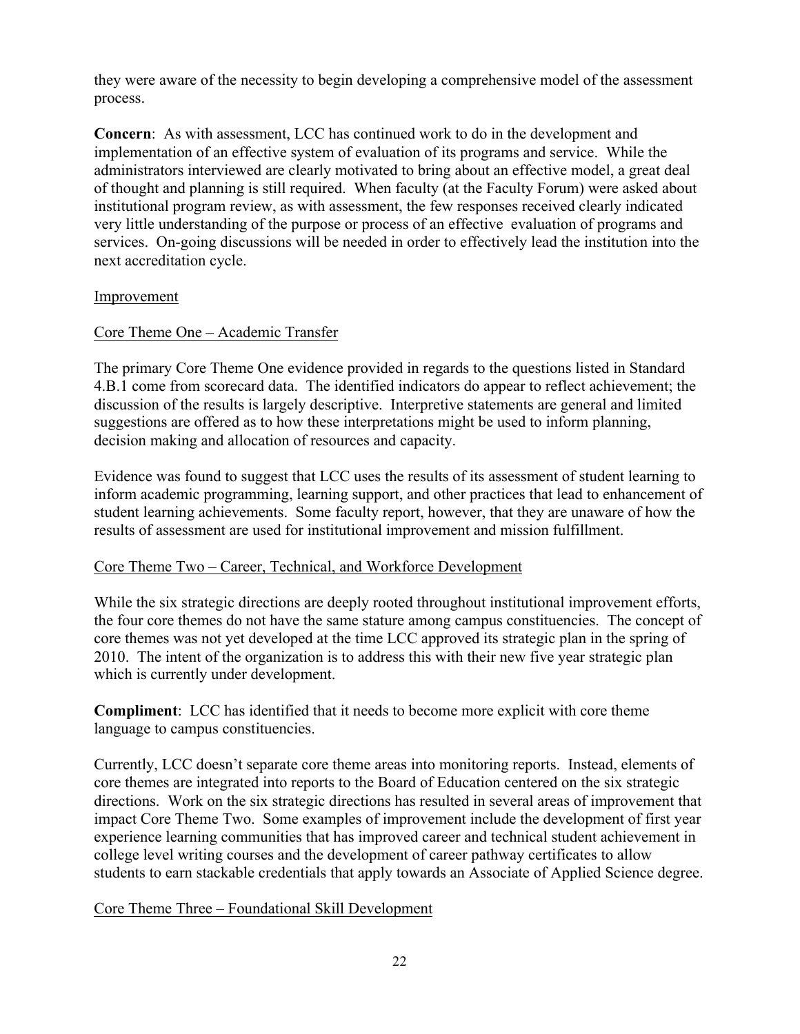they were aware of the necessity to begin developing a comprehensive model of the assessment process.

**Concern**: As with assessment, LCC has continued work to do in the development and implementation of an effective system of evaluation of its programs and service. While the administrators interviewed are clearly motivated to bring about an effective model, a great deal of thought and planning is still required. When faculty (at the Faculty Forum) were asked about institutional program review, as with assessment, the few responses received clearly indicated very little understanding of the purpose or process of an effective evaluation of programs and services. On-going discussions will be needed in order to effectively lead the institution into the next accreditation cycle.

<u>Improvement</u>

<u>Core Theme One – Academic Transfer</u>

The primary Core Theme One evidence provided in regards to the questions listed in Standard 4.B.1 come from scorecard data. The identified indicators do appear to reflect achievement; the discussion of the results is largely descriptive. Interpretive statements are general and limited suggestions are offered as to how these interpretations might be used to inform planning, decision making and allocation of resources and capacity.

Evidence was found to suggest that LCC uses the results of its assessment of student learning to inform academic programming, learning support, and other practices that lead to enhancement of student learning achievements. Some faculty report, however, that they are unaware of how the results of assessment are used for institutional improvement and mission fulfillment.

<u>Core Theme Two – Career, Technical, and Workforce Development</u>

While the six strategic directions are deeply rooted throughout institutional improvement efforts, the four core themes do not have the same stature among campus constituencies. The concept of core themes was not yet developed at the time LCC approved its strategic plan in the spring of 2010. The intent of the organization is to address this with their new five year strategic plan which is currently under development.

**Compliment**: LCC has identified that it needs to become more explicit with core theme language to campus constituencies.

Currently, LCC doesn't separate core theme areas into monitoring reports. Instead, elements of core themes are integrated into reports to the Board of Education centered on the six strategic directions. Work on the six strategic directions has resulted in several areas of improvement that impact Core Theme Two. Some examples of improvement include the development of first year experience learning communities that has improved career and technical student achievement in college level writing courses and the development of career pathway certificates to allow students to earn stackable credentials that apply towards an Associate of Applied Science degree.

<u>Core Theme Three – Foundational Skill Development</u>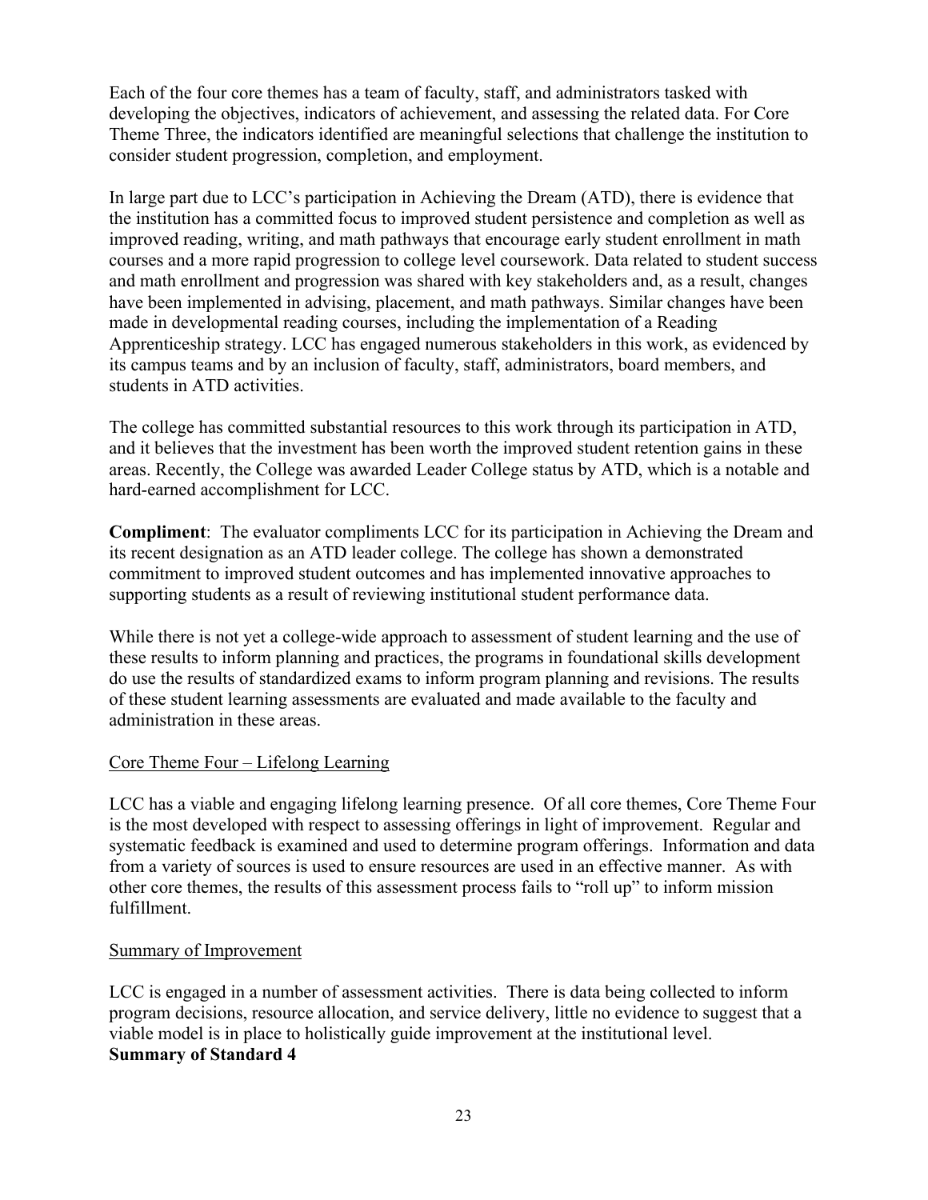Each of the four core themes has a team of faculty, staff, and administrators tasked with developing the objectives, indicators of achievement, and assessing the related data. For Core Theme Three, the indicators identified are meaningful selections that challenge the institution to consider student progression, completion, and employment.

In large part due to LCC's participation in Achieving the Dream (ATD), there is evidence that the institution has a committed focus to improved student persistence and completion as well as improved reading, writing, and math pathways that encourage early student enrollment in math courses and a more rapid progression to college level coursework. Data related to student success and math enrollment and progression was shared with key stakeholders and, as a result, changes have been implemented in advising, placement, and math pathways. Similar changes have been made in developmental reading courses, including the implementation of a Reading Apprenticeship strategy. LCC has engaged numerous stakeholders in this work, as evidenced by its campus teams and by an inclusion of faculty, staff, administrators, board members, and students in ATD activities.

The college has committed substantial resources to this work through its participation in ATD, and it believes that the investment has been worth the improved student retention gains in these areas. Recently, the College was awarded Leader College status by ATD, which is a notable and hard-earned accomplishment for LCC.

**Compliment**: The evaluator compliments LCC for its participation in Achieving the Dream and its recent designation as an ATD leader college. The college has shown a demonstrated commitment to improved student outcomes and has implemented innovative approaches to supporting students as a result of reviewing institutional student performance data.

While there is not yet a college-wide approach to assessment of student learning and the use of these results to inform planning and practices, the programs in foundational skills development do use the results of standardized exams to inform program planning and revisions. The results of these student learning assessments are evaluated and made available to the faculty and administration in these areas.

<u>Core Theme Four – Lifelong Learning</u>

LCC has a viable and engaging lifelong learning presence. Of all core themes, Core Theme Four is the most developed with respect to assessing offerings in light of improvement. Regular and systematic feedback is examined and used to determine program offerings. Information and data from a variety of sources is used to ensure resources are used in an effective manner. As with other core themes, the results of this assessment process fails to "roll up" to inform mission fulfillment.

<u>Summary of Improvement</u>

LCC is engaged in a number of assessment activities. There is data being collected to inform program decisions, resource allocation, and service delivery, little no evidence to suggest that a viable model is in place to holistically guide improvement at the institutional level.

**Summary of Standard 4**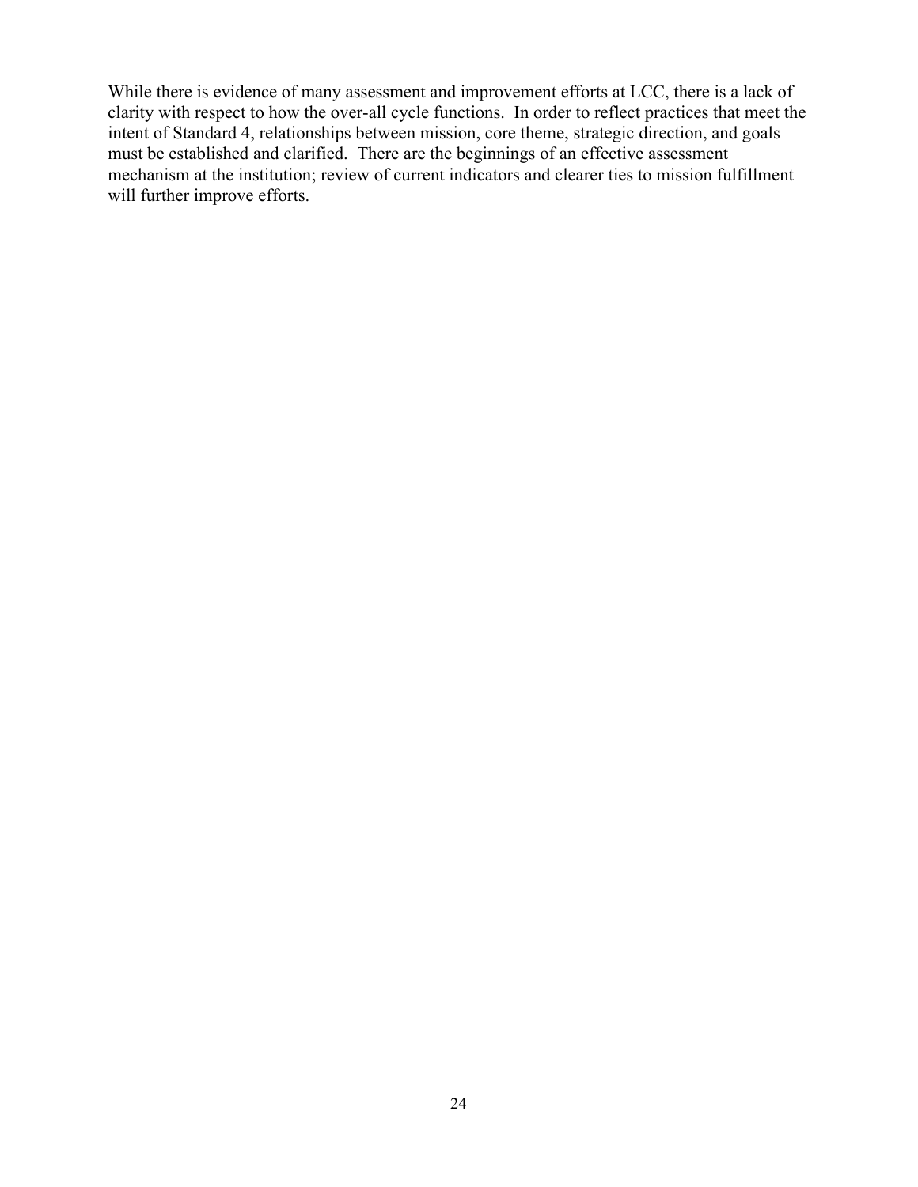While there is evidence of many assessment and improvement efforts at LCC, there is a lack of clarity with respect to how the over-all cycle functions. In order to reflect practices that meet the intent of Standard 4, relationships between mission, core theme, strategic direction, and goals must be established and clarified. There are the beginnings of an effective assessment mechanism at the institution; review of current indicators and clearer ties to mission fulfillment will further improve efforts.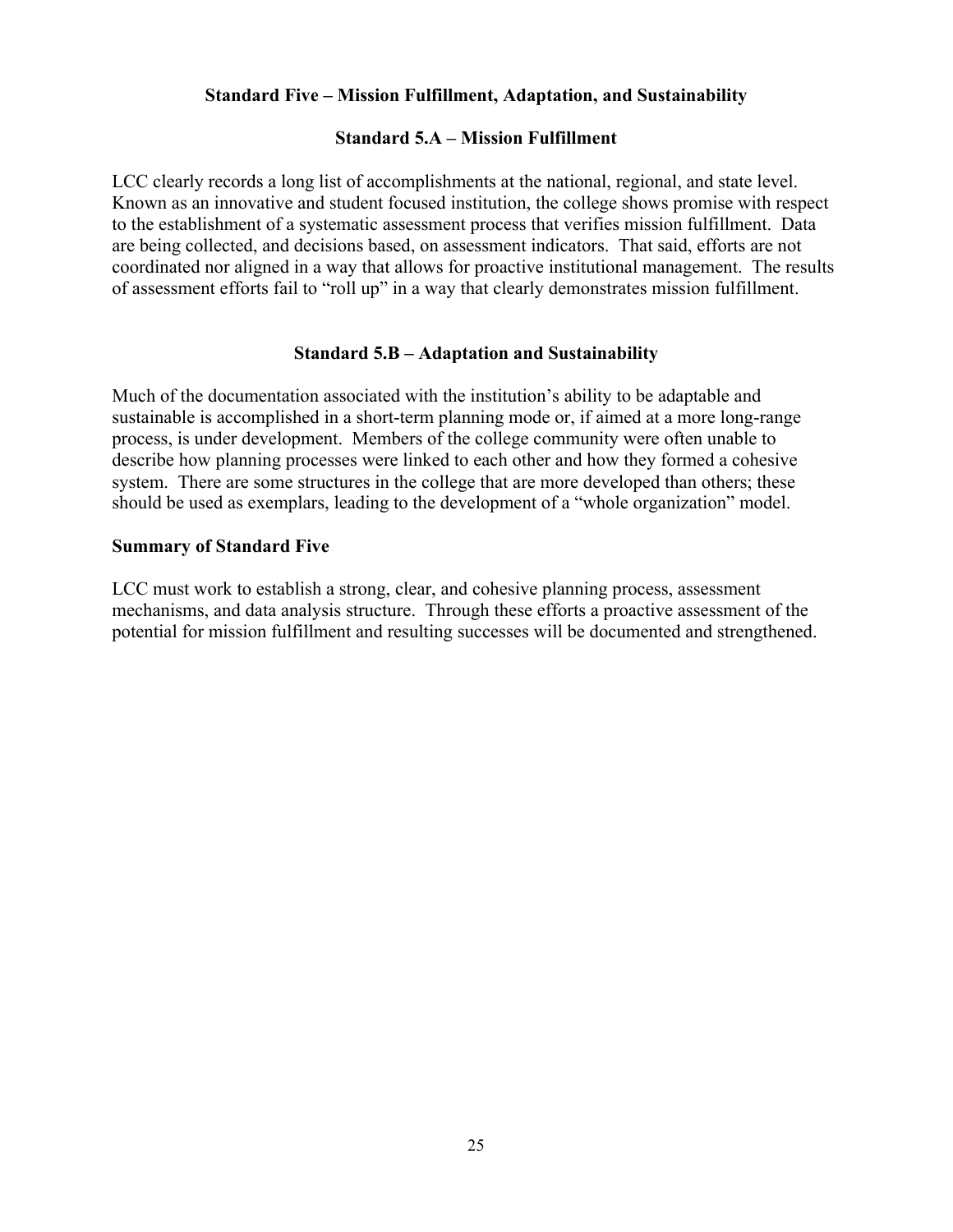## Standard Five – Mission Fulfillment, Adaptation, and Sustainability

### Standard 5.A – Mission Fulfillment

LCC clearly records a long list of accomplishments at the national, regional, and state level. Known as an innovative and student focused institution, the college shows promise with respect to the establishment of a systematic assessment process that verifies mission fulfillment. Data are being collected, and decisions based, on assessment indicators. That said, efforts are not coordinated nor aligned in a way that allows for proactive institutional management. The results of assessment efforts fail to "roll up" in a way that clearly demonstrates mission fulfillment.

### Standard 5.B – Adaptation and Sustainability

Much of the documentation associated with the institution's ability to be adaptable and sustainable is accomplished in a short-term planning mode or, if aimed at a more long-range process, is under development. Members of the college community were often unable to describe how planning processes were linked to each other and how they formed a cohesive system. There are some structures in the college that are more developed than others; these should be used as exemplars, leading to the development of a "whole organization" model.

**Summary of Standard Five**

LCC must work to establish a strong, clear, and cohesive planning process, assessment mechanisms, and data analysis structure. Through these efforts a proactive assessment of the potential for mission fulfillment and resulting successes will be documented and strengthened.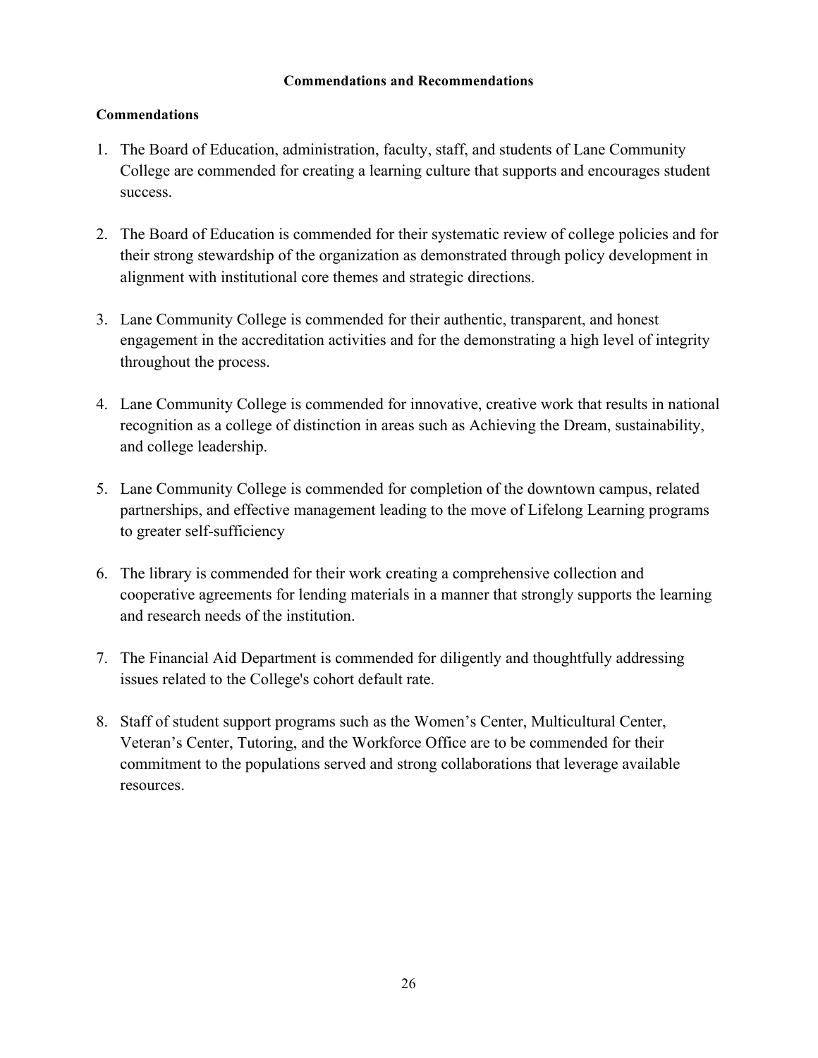## Commendations and Recommendations

### Commendations

1. The Board of Education, administration, faculty, staff, and students of Lane Community College are commended for creating a learning culture that supports and encourages student success.

2. The Board of Education is commended for their systematic review of college policies and for their strong stewardship of the organization as demonstrated through policy development in alignment with institutional core themes and strategic directions.

3. Lane Community College is commended for their authentic, transparent, and honest engagement in the accreditation activities and for the demonstrating a high level of integrity throughout the process.

4. Lane Community College is commended for innovative, creative work that results in national recognition as a college of distinction in areas such as Achieving the Dream, sustainability, and college leadership.

5. Lane Community College is commended for completion of the downtown campus, related partnerships, and effective management leading to the move of Lifelong Learning programs to greater self-sufficiency

6. The library is commended for their work creating a comprehensive collection and cooperative agreements for lending materials in a manner that strongly supports the learning and research needs of the institution.

7. The Financial Aid Department is commended for diligently and thoughtfully addressing issues related to the College's cohort default rate.

8. Staff of student support programs such as the Women's Center, Multicultural Center, Veteran's Center, Tutoring, and the Workforce Office are to be commended for their commitment to the populations served and strong collaborations that leverage available resources.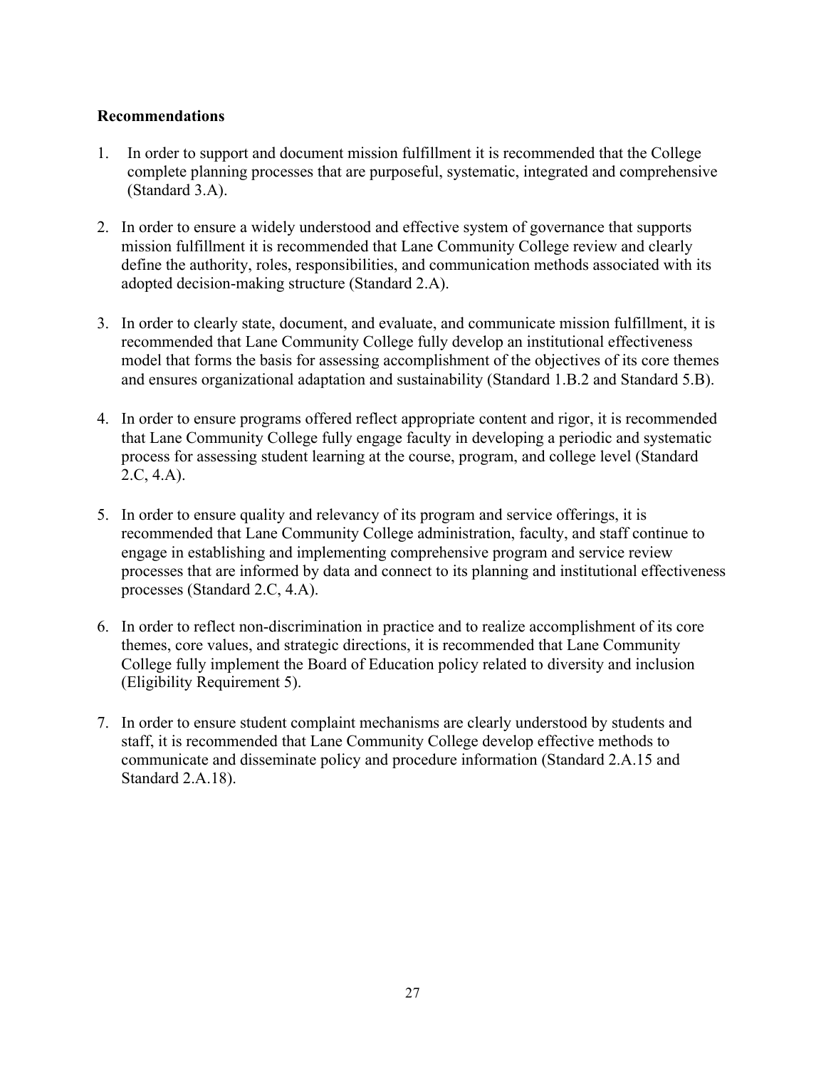**Recommendations**

1. In order to support and document mission fulfillment it is recommended that the College complete planning processes that are purposeful, systematic, integrated and comprehensive (Standard 3.A).

2. In order to ensure a widely understood and effective system of governance that supports mission fulfillment it is recommended that Lane Community College review and clearly define the authority, roles, responsibilities, and communication methods associated with its adopted decision-making structure (Standard 2.A).

3. In order to clearly state, document, and evaluate, and communicate mission fulfillment, it is recommended that Lane Community College fully develop an institutional effectiveness model that forms the basis for assessing accomplishment of the objectives of its core themes and ensures organizational adaptation and sustainability (Standard 1.B.2 and Standard 5.B).

4. In order to ensure programs offered reflect appropriate content and rigor, it is recommended that Lane Community College fully engage faculty in developing a periodic and systematic process for assessing student learning at the course, program, and college level (Standard 2.C, 4.A).

5. In order to ensure quality and relevancy of its program and service offerings, it is recommended that Lane Community College administration, faculty, and staff continue to engage in establishing and implementing comprehensive program and service review processes that are informed by data and connect to its planning and institutional effectiveness processes (Standard 2.C, 4.A).

6. In order to reflect non-discrimination in practice and to realize accomplishment of its core themes, core values, and strategic directions, it is recommended that Lane Community College fully implement the Board of Education policy related to diversity and inclusion (Eligibility Requirement 5).

7. In order to ensure student complaint mechanisms are clearly understood by students and staff, it is recommended that Lane Community College develop effective methods to communicate and disseminate policy and procedure information (Standard 2.A.15 and Standard 2.A.18).